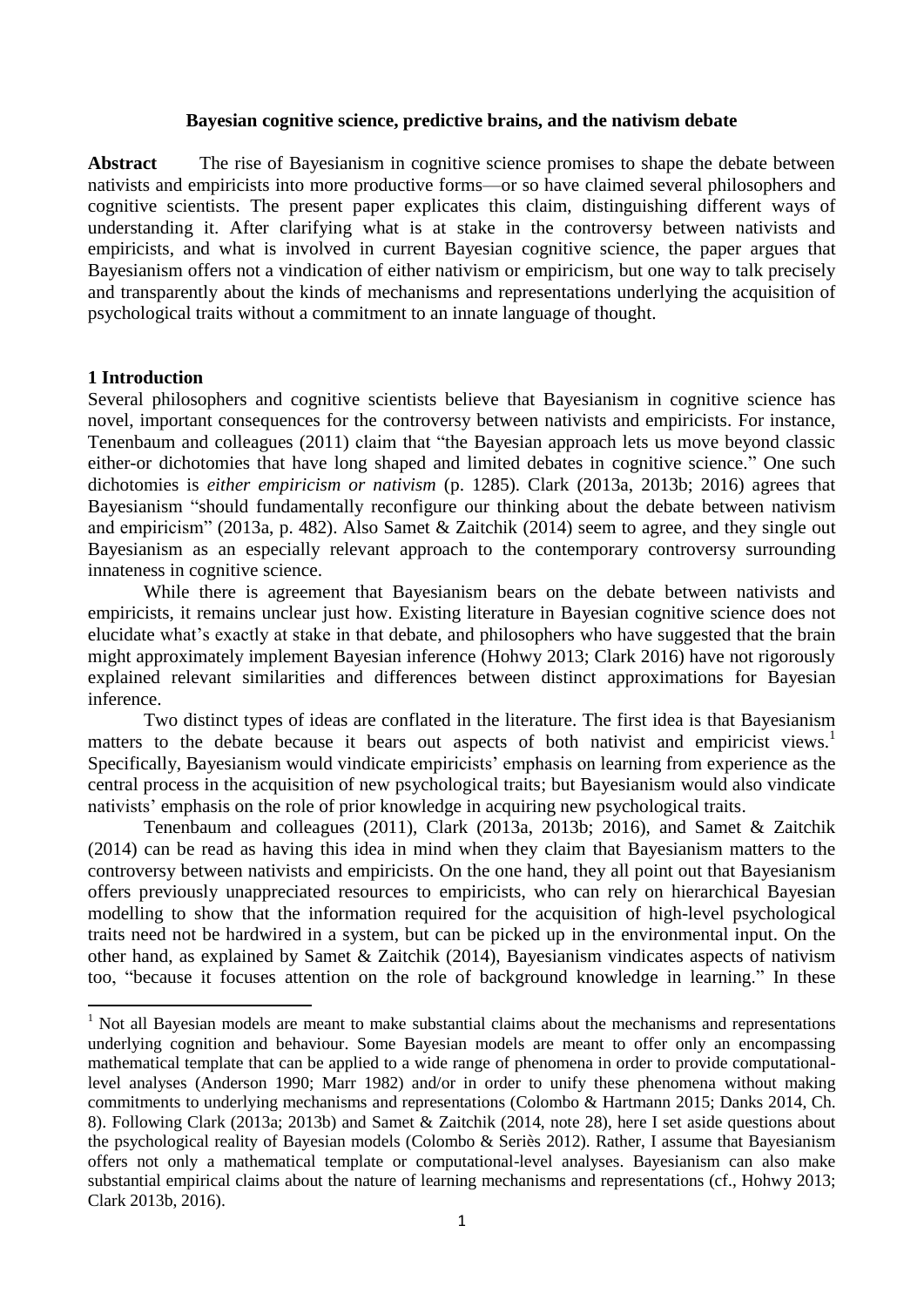**Bayesian cognitive science, predictive brains, and the nativism debate**

**Abstract** The rise of Bayesianism in cognitive science promises to shape the debate between nativists and empiricists into more productive forms—or so have claimed several philosophers and cognitive scientists. The present paper explicates this claim, distinguishing different ways of understanding it. After clarifying what is at stake in the controversy between nativists and empiricists, and what is involved in current Bayesian cognitive science, the paper argues that Bayesianism offers not a vindication of either nativism or empiricism, but one way to talk precisely and transparently about the kinds of mechanisms and representations underlying the acquisition of psychological traits without a commitment to an innate language of thought.

## 1 Introduction

Several philosophers and cognitive scientists believe that Bayesianism in cognitive science has novel, important consequences for the controversy between nativists and empiricists. For instance, Tenenbaum and colleagues (2011) claim that "the Bayesian approach lets us move beyond classic either-or dichotomies that have long shaped and limited debates in cognitive science." One such dichotomies is *either empiricism or nativism* (p. 1285). Clark (2013a, 2013b; 2016) agrees that Bayesianism "should fundamentally reconfigure our thinking about the debate between nativism and empiricism" (2013a, p. 482). Also Samet & Zaitchik (2014) seem to agree, and they single out Bayesianism as an especially relevant approach to the contemporary controversy surrounding innateness in cognitive science.

While there is agreement that Bayesianism bears on the debate between nativists and empiricists, it remains unclear just how. Existing literature in Bayesian cognitive science does not elucidate what's exactly at stake in that debate, and philosophers who have suggested that the brain might approximately implement Bayesian inference (Hohwy 2013; Clark 2016) have not rigorously explained relevant similarities and differences between distinct approximations for Bayesian inference.

Two distinct types of ideas are conflated in the literature. The first idea is that Bayesianism matters to the debate because it bears out aspects of both nativist and empiricist views.[1] Specifically, Bayesianism would vindicate empiricists' emphasis on learning from experience as the central process in the acquisition of new psychological traits; but Bayesianism would also vindicate nativists' emphasis on the role of prior knowledge in acquiring new psychological traits.

Tenenbaum and colleagues (2011), Clark (2013a, 2013b; 2016), and Samet & Zaitchik (2014) can be read as having this idea in mind when they claim that Bayesianism matters to the controversy between nativists and empiricists. On the one hand, they all point out that Bayesianism offers previously unappreciated resources to empiricists, who can rely on hierarchical Bayesian modelling to show that the information required for the acquisition of high-level psychological traits need not be hardwired in a system, but can be picked up in the environmental input. On the other hand, as explained by Samet & Zaitchik (2014), Bayesianism vindicates aspects of nativism too, "because it focuses attention on the role of background knowledge in learning." In these

[1] Not all Bayesian models are meant to make substantial claims about the mechanisms and representations underlying cognition and behaviour. Some Bayesian models are meant to offer only an encompassing mathematical template that can be applied to a wide range of phenomena in order to provide computational-level analyses (Anderson 1990; Marr 1982) and/or in order to unify these phenomena without making commitments to underlying mechanisms and representations (Colombo & Hartmann 2015; Danks 2014, Ch. 8). Following Clark (2013a; 2013b) and Samet & Zaitchik (2014, note 28), here I set aside questions about the psychological reality of Bayesian models (Colombo & Seriès 2012). Rather, I assume that Bayesianism offers not only a mathematical template or computational-level analyses. Bayesianism can also make substantial empirical claims about the nature of learning mechanisms and representations (cf., Hohwy 2013; Clark 2013b, 2016).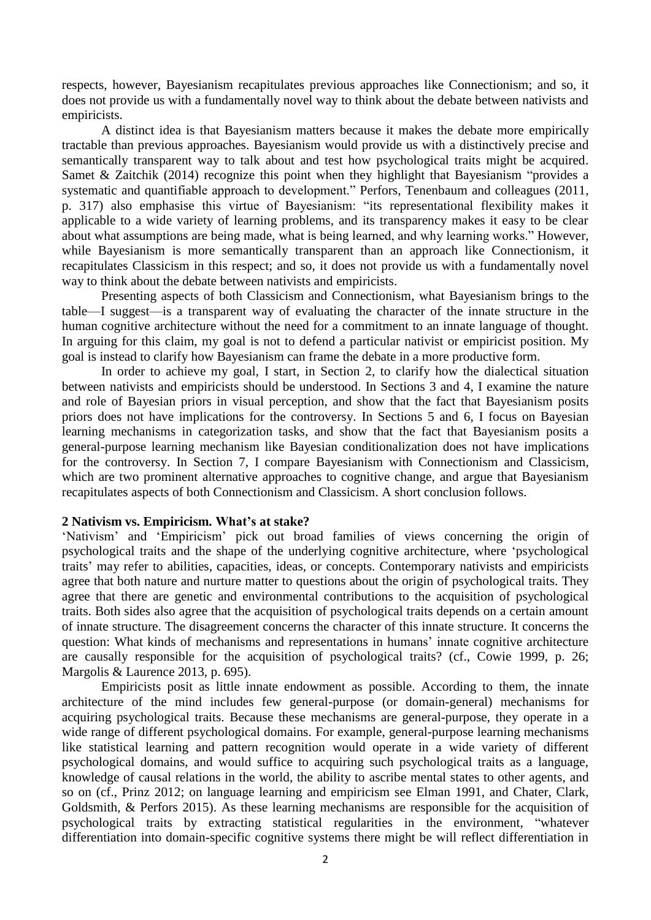respects, however, Bayesianism recapitulates previous approaches like Connectionism; and so, it does not provide us with a fundamentally novel way to think about the debate between nativists and empiricists.

A distinct idea is that Bayesianism matters because it makes the debate more empirically tractable than previous approaches. Bayesianism would provide us with a distinctively precise and semantically transparent way to talk about and test how psychological traits might be acquired. Samet & Zaitchik (2014) recognize this point when they highlight that Bayesianism "provides a systematic and quantifiable approach to development." Perfors, Tenenbaum and colleagues (2011, p. 317) also emphasise this virtue of Bayesianism: "its representational flexibility makes it applicable to a wide variety of learning problems, and its transparency makes it easy to be clear about what assumptions are being made, what is being learned, and why learning works." However, while Bayesianism is more semantically transparent than an approach like Connectionism, it recapitulates Classicism in this respect; and so, it does not provide us with a fundamentally novel way to think about the debate between nativists and empiricists.

Presenting aspects of both Classicism and Connectionism, what Bayesianism brings to the table—I suggest—is a transparent way of evaluating the character of the innate structure in the human cognitive architecture without the need for a commitment to an innate language of thought. In arguing for this claim, my goal is not to defend a particular nativist or empiricist position. My goal is instead to clarify how Bayesianism can frame the debate in a more productive form.

In order to achieve my goal, I start, in Section 2, to clarify how the dialectical situation between nativists and empiricists should be understood. In Sections 3 and 4, I examine the nature and role of Bayesian priors in visual perception, and show that the fact that Bayesianism posits priors does not have implications for the controversy. In Sections 5 and 6, I focus on Bayesian learning mechanisms in categorization tasks, and show that the fact that Bayesianism posits a general-purpose learning mechanism like Bayesian conditionalization does not have implications for the controversy. In Section 7, I compare Bayesianism with Connectionism and Classicism, which are two prominent alternative approaches to cognitive change, and argue that Bayesianism recapitulates aspects of both Connectionism and Classicism. A short conclusion follows.

## 2 Nativism vs. Empiricism. What's at stake?

'Nativism' and 'Empiricism' pick out broad families of views concerning the origin of psychological traits and the shape of the underlying cognitive architecture, where 'psychological traits' may refer to abilities, capacities, ideas, or concepts. Contemporary nativists and empiricists agree that both nature and nurture matter to questions about the origin of psychological traits. They agree that there are genetic and environmental contributions to the acquisition of psychological traits. Both sides also agree that the acquisition of psychological traits depends on a certain amount of innate structure. The disagreement concerns the character of this innate structure. It concerns the question: What kinds of mechanisms and representations in humans' innate cognitive architecture are causally responsible for the acquisition of psychological traits? (cf., Cowie 1999, p. 26; Margolis & Laurence 2013, p. 695).

Empiricists posit as little innate endowment as possible. According to them, the innate architecture of the mind includes few general-purpose (or domain-general) mechanisms for acquiring psychological traits. Because these mechanisms are general-purpose, they operate in a wide range of different psychological domains. For example, general-purpose learning mechanisms like statistical learning and pattern recognition would operate in a wide variety of different psychological domains, and would suffice to acquiring such psychological traits as a language, knowledge of causal relations in the world, the ability to ascribe mental states to other agents, and so on (cf., Prinz 2012; on language learning and empiricism see Elman 1991, and Chater, Clark, Goldsmith, & Perfors 2015). As these learning mechanisms are responsible for the acquisition of psychological traits by extracting statistical regularities in the environment, "whatever differentiation into domain-specific cognitive systems there might be will reflect differentiation in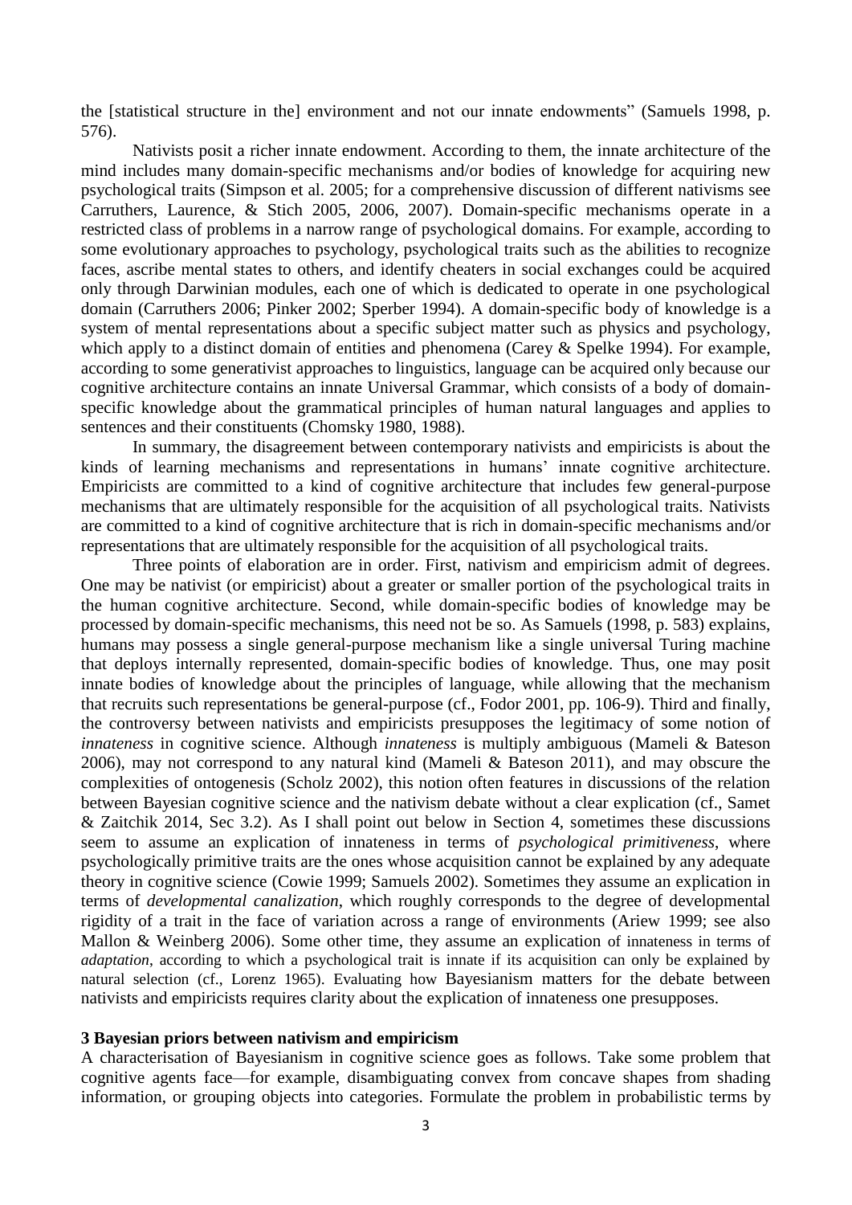the [statistical structure in the] environment and not our innate endowments" (Samuels 1998, p. 576).

Nativists posit a richer innate endowment. According to them, the innate architecture of the mind includes many domain-specific mechanisms and/or bodies of knowledge for acquiring new psychological traits (Simpson et al. 2005; for a comprehensive discussion of different nativisms see Carruthers, Laurence, & Stich 2005, 2006, 2007). Domain-specific mechanisms operate in a restricted class of problems in a narrow range of psychological domains. For example, according to some evolutionary approaches to psychology, psychological traits such as the abilities to recognize faces, ascribe mental states to others, and identify cheaters in social exchanges could be acquired only through Darwinian modules, each one of which is dedicated to operate in one psychological domain (Carruthers 2006; Pinker 2002; Sperber 1994). A domain-specific body of knowledge is a system of mental representations about a specific subject matter such as physics and psychology, which apply to a distinct domain of entities and phenomena (Carey & Spelke 1994). For example, according to some generativist approaches to linguistics, language can be acquired only because our cognitive architecture contains an innate Universal Grammar, which consists of a body of domain-specific knowledge about the grammatical principles of human natural languages and applies to sentences and their constituents (Chomsky 1980, 1988).

In summary, the disagreement between contemporary nativists and empiricists is about the kinds of learning mechanisms and representations in humans' innate cognitive architecture. Empiricists are committed to a kind of cognitive architecture that includes few general-purpose mechanisms that are ultimately responsible for the acquisition of all psychological traits. Nativists are committed to a kind of cognitive architecture that is rich in domain-specific mechanisms and/or representations that are ultimately responsible for the acquisition of all psychological traits.

Three points of elaboration are in order. First, nativism and empiricism admit of degrees. One may be nativist (or empiricist) about a greater or smaller portion of the psychological traits in the human cognitive architecture. Second, while domain-specific bodies of knowledge may be processed by domain-specific mechanisms, this need not be so. As Samuels (1998, p. 583) explains, humans may possess a single general-purpose mechanism like a single universal Turing machine that deploys internally represented, domain-specific bodies of knowledge. Thus, one may posit innate bodies of knowledge about the principles of language, while allowing that the mechanism that recruits such representations be general-purpose (cf., Fodor 2001, pp. 106-9). Third and finally, the controversy between nativists and empiricists presupposes the legitimacy of some notion of *innateness* in cognitive science. Although *innateness* is multiply ambiguous (Mameli & Bateson 2006), may not correspond to any natural kind (Mameli & Bateson 2011), and may obscure the complexities of ontogenesis (Scholz 2002), this notion often features in discussions of the relation between Bayesian cognitive science and the nativism debate without a clear explication (cf., Samet & Zaitchik 2014, Sec 3.2). As I shall point out below in Section 4, sometimes these discussions seem to assume an explication of innateness in terms of *psychological primitiveness*, where psychologically primitive traits are the ones whose acquisition cannot be explained by any adequate theory in cognitive science (Cowie 1999; Samuels 2002). Sometimes they assume an explication in terms of *developmental canalization*, which roughly corresponds to the degree of developmental rigidity of a trait in the face of variation across a range of environments (Ariew 1999; see also Mallon & Weinberg 2006). Some other time, they assume an explication of innateness in terms of *adaptation*, according to which a psychological trait is innate if its acquisition can only be explained by natural selection (cf., Lorenz 1965). Evaluating how Bayesianism matters for the debate between nativists and empiricists requires clarity about the explication of innateness one presupposes.

## 3 Bayesian priors between nativism and empiricism

A characterisation of Bayesianism in cognitive science goes as follows. Take some problem that cognitive agents face—for example, disambiguating convex from concave shapes from shading information, or grouping objects into categories. Formulate the problem in probabilistic terms by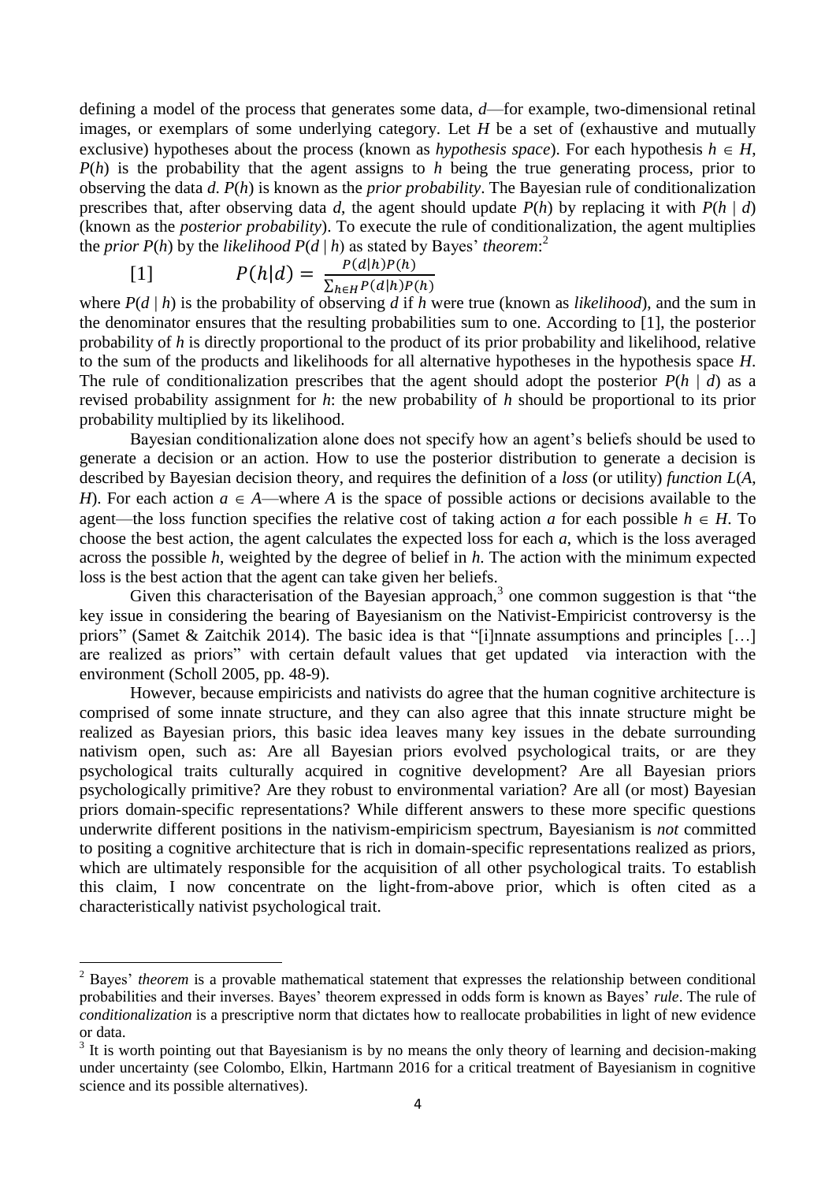defining a model of the process that generates some data, $d$—for example, two-dimensional retinal images, or exemplars of some underlying category. Let $H$ be a set of (exhaustive and mutually exclusive) hypotheses about the process (known as *hypothesis space*). For each hypothesis $h \in H$, $P(h)$ is the probability that the agent assigns to $h$ being the true generating process, prior to observing the data $d$. $P(h)$ is known as the *prior probability*. The Bayesian rule of conditionalization prescribes that, after observing data $d$, the agent should update $P(h)$ by replacing it with $P(h \mid d)$ (known as the *posterior probability*). To execute the rule of conditionalization, the agent multiplies the *prior* $P(h)$ by the *likelihood* $P(d \mid h)$ as stated by Bayes' *theorem*:[2]

$$[1] \qquad P(h|d) = \frac{P(d|h)P(h)}{\sum_{h \in H} P(d|h)P(h)}$$

where $P(d \mid h)$ is the probability of observing $d$ if $h$ were true (known as *likelihood*), and the sum in the denominator ensures that the resulting probabilities sum to one. According to [1], the posterior probability of $h$ is directly proportional to the product of its prior probability and likelihood, relative to the sum of the products and likelihoods for all alternative hypotheses in the hypothesis space $H$. The rule of conditionalization prescribes that the agent should adopt the posterior $P(h \mid d)$ as a revised probability assignment for $h$: the new probability of $h$ should be proportional to its prior probability multiplied by its likelihood.

Bayesian conditionalization alone does not specify how an agent's beliefs should be used to generate a decision or an action. How to use the posterior distribution to generate a decision is described by Bayesian decision theory, and requires the definition of a *loss* (or utility) *function* $L(A, H)$. For each action $a \in A$—where $A$ is the space of possible actions or decisions available to the agent—the loss function specifies the relative cost of taking action $a$ for each possible $h \in H$. To choose the best action, the agent calculates the expected loss for each $a$, which is the loss averaged across the possible $h$, weighted by the degree of belief in $h$. The action with the minimum expected loss is the best action that the agent can take given her beliefs.

Given this characterisation of the Bayesian approach,[3] one common suggestion is that "the key issue in considering the bearing of Bayesianism on the Nativist-Empiricist controversy is the priors" (Samet & Zaitchik 2014). The basic idea is that "[i]nnate assumptions and principles […] are realized as priors" with certain default values that get updated via interaction with the environment (Scholl 2005, pp. 48-9).

However, because empiricists and nativists do agree that the human cognitive architecture is comprised of some innate structure, and they can also agree that this innate structure might be realized as Bayesian priors, this basic idea leaves many key issues in the debate surrounding nativism open, such as: Are all Bayesian priors evolved psychological traits, or are they psychological traits culturally acquired in cognitive development? Are all Bayesian priors psychologically primitive? Are they robust to environmental variation? Are all (or most) Bayesian priors domain-specific representations? While different answers to these more specific questions underwrite different positions in the nativism-empiricism spectrum, Bayesianism is *not* committed to positing a cognitive architecture that is rich in domain-specific representations realized as priors, which are ultimately responsible for the acquisition of all other psychological traits. To establish this claim, I now concentrate on the light-from-above prior, which is often cited as a characteristically nativist psychological trait.

---

[2] Bayes' *theorem* is a provable mathematical statement that expresses the relationship between conditional probabilities and their inverses. Bayes' theorem expressed in odds form is known as Bayes' *rule*. The rule of *conditionalization* is a prescriptive norm that dictates how to reallocate probabilities in light of new evidence or data.

[3] It is worth pointing out that Bayesianism is by no means the only theory of learning and decision-making under uncertainty (see Colombo, Elkin, Hartmann 2016 for a critical treatment of Bayesianism in cognitive science and its possible alternatives).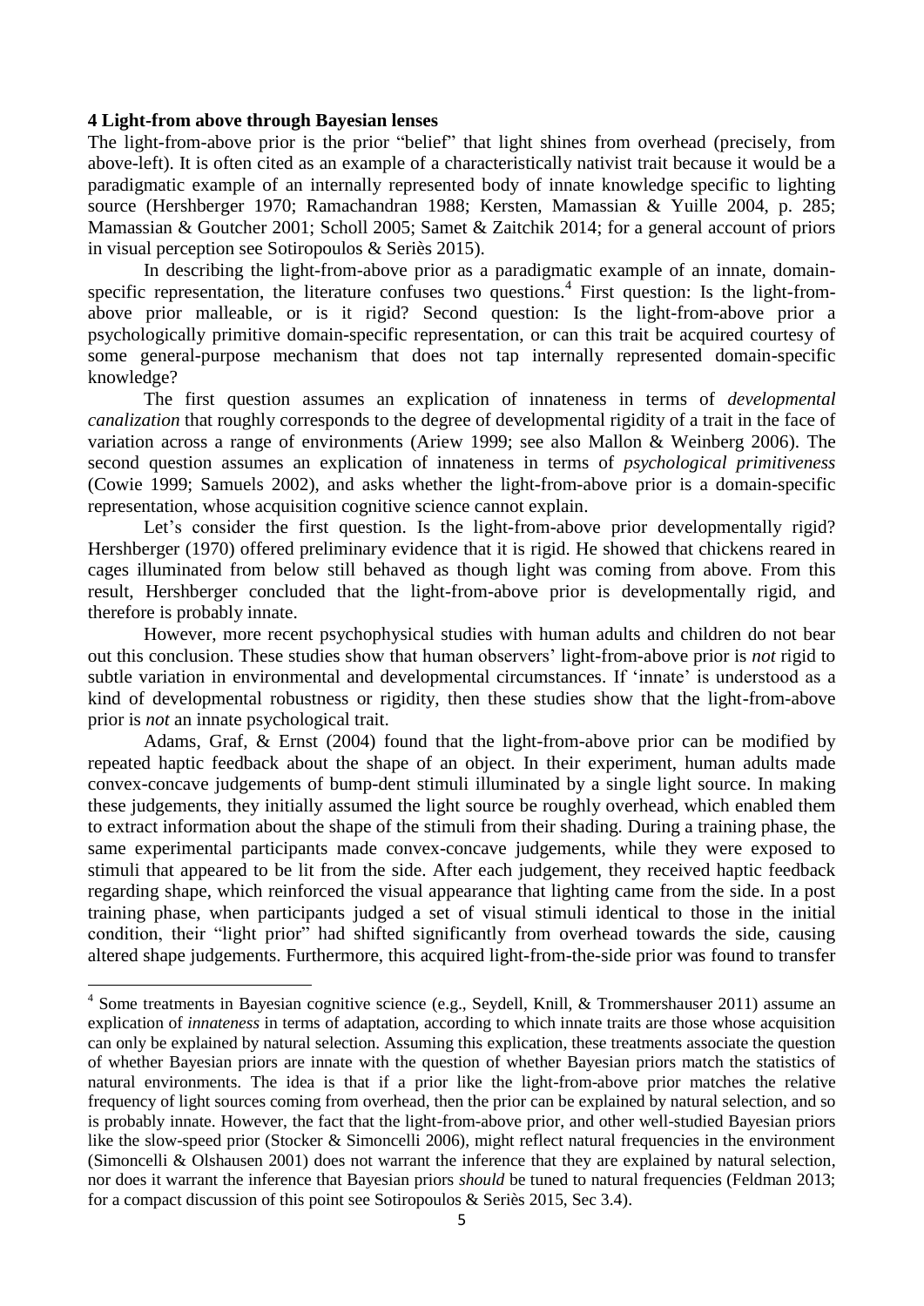### 4 Light-from above through Bayesian lenses

The light-from-above prior is the prior "belief" that light shines from overhead (precisely, from above-left). It is often cited as an example of a characteristically nativist trait because it would be a paradigmatic example of an internally represented body of innate knowledge specific to lighting source (Hershberger 1970; Ramachandran 1988; Kersten, Mamassian & Yuille 2004, p. 285; Mamassian & Goutcher 2001; Scholl 2005; Samet & Zaitchik 2014; for a general account of priors in visual perception see Sotiropoulos & Seriès 2015).

In describing the light-from-above prior as a paradigmatic example of an innate, domain-specific representation, the literature confuses two questions.[4] First question: Is the light-from-above prior malleable, or is it rigid? Second question: Is the light-from-above prior a psychologically primitive domain-specific representation, or can this trait be acquired courtesy of some general-purpose mechanism that does not tap internally represented domain-specific knowledge?

The first question assumes an explication of innateness in terms of *developmental canalization* that roughly corresponds to the degree of developmental rigidity of a trait in the face of variation across a range of environments (Ariew 1999; see also Mallon & Weinberg 2006). The second question assumes an explication of innateness in terms of *psychological primitiveness* (Cowie 1999; Samuels 2002), and asks whether the light-from-above prior is a domain-specific representation, whose acquisition cognitive science cannot explain.

Let's consider the first question. Is the light-from-above prior developmentally rigid? Hershberger (1970) offered preliminary evidence that it is rigid. He showed that chickens reared in cages illuminated from below still behaved as though light was coming from above. From this result, Hershberger concluded that the light-from-above prior is developmentally rigid, and therefore is probably innate.

However, more recent psychophysical studies with human adults and children do not bear out this conclusion. These studies show that human observers' light-from-above prior is *not* rigid to subtle variation in environmental and developmental circumstances. If 'innate' is understood as a kind of developmental robustness or rigidity, then these studies show that the light-from-above prior is *not* an innate psychological trait.

Adams, Graf, & Ernst (2004) found that the light-from-above prior can be modified by repeated haptic feedback about the shape of an object. In their experiment, human adults made convex-concave judgements of bump-dent stimuli illuminated by a single light source. In making these judgements, they initially assumed the light source be roughly overhead, which enabled them to extract information about the shape of the stimuli from their shading. During a training phase, the same experimental participants made convex-concave judgements, while they were exposed to stimuli that appeared to be lit from the side. After each judgement, they received haptic feedback regarding shape, which reinforced the visual appearance that lighting came from the side. In a post training phase, when participants judged a set of visual stimuli identical to those in the initial condition, their "light prior" had shifted significantly from overhead towards the side, causing altered shape judgements. Furthermore, this acquired light-from-the-side prior was found to transfer

---

[4] Some treatments in Bayesian cognitive science (e.g., Seydell, Knill, & Trommershauser 2011) assume an explication of *innateness* in terms of adaptation, according to which innate traits are those whose acquisition can only be explained by natural selection. Assuming this explication, these treatments associate the question of whether Bayesian priors are innate with the question of whether Bayesian priors match the statistics of natural environments. The idea is that if a prior like the light-from-above prior matches the relative frequency of light sources coming from overhead, then the prior can be explained by natural selection, and so is probably innate. However, the fact that the light-from-above prior, and other well-studied Bayesian priors like the slow-speed prior (Stocker & Simoncelli 2006), might reflect natural frequencies in the environment (Simoncelli & Olshausen 2001) does not warrant the inference that they are explained by natural selection, nor does it warrant the inference that Bayesian priors *should* be tuned to natural frequencies (Feldman 2013; for a compact discussion of this point see Sotiropoulos & Seriès 2015, Sec 3.4).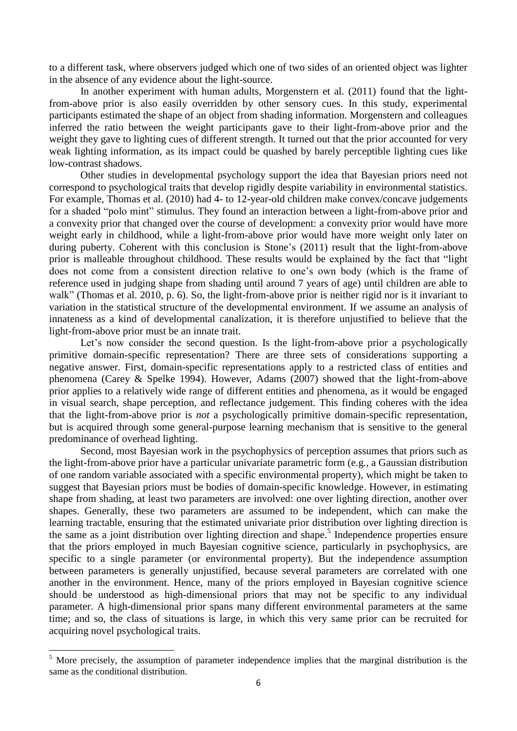to a different task, where observers judged which one of two sides of an oriented object was lighter in the absence of any evidence about the light-source.

In another experiment with human adults, Morgenstern et al. (2011) found that the light-from-above prior is also easily overridden by other sensory cues. In this study, experimental participants estimated the shape of an object from shading information. Morgenstern and colleagues inferred the ratio between the weight participants gave to their light-from-above prior and the weight they gave to lighting cues of different strength. It turned out that the prior accounted for very weak lighting information, as its impact could be quashed by barely perceptible lighting cues like low-contrast shadows.

Other studies in developmental psychology support the idea that Bayesian priors need not correspond to psychological traits that develop rigidly despite variability in environmental statistics. For example, Thomas et al. (2010) had 4- to 12-year-old children make convex/concave judgements for a shaded "polo mint" stimulus. They found an interaction between a light-from-above prior and a convexity prior that changed over the course of development: a convexity prior would have more weight early in childhood, while a light-from-above prior would have more weight only later on during puberty. Coherent with this conclusion is Stone's (2011) result that the light-from-above prior is malleable throughout childhood. These results would be explained by the fact that "light does not come from a consistent direction relative to one's own body (which is the frame of reference used in judging shape from shading until around 7 years of age) until children are able to walk" (Thomas et al. 2010, p. 6). So, the light-from-above prior is neither rigid nor is it invariant to variation in the statistical structure of the developmental environment. If we assume an analysis of innateness as a kind of developmental canalization, it is therefore unjustified to believe that the light-from-above prior must be an innate trait.

Let's now consider the second question. Is the light-from-above prior a psychologically primitive domain-specific representation? There are three sets of considerations supporting a negative answer. First, domain-specific representations apply to a restricted class of entities and phenomena (Carey & Spelke 1994). However, Adams (2007) showed that the light-from-above prior applies to a relatively wide range of different entities and phenomena, as it would be engaged in visual search, shape perception, and reflectance judgement. This finding coheres with the idea that the light-from-above prior is *not* a psychologically primitive domain-specific representation, but is acquired through some general-purpose learning mechanism that is sensitive to the general predominance of overhead lighting.

Second, most Bayesian work in the psychophysics of perception assumes that priors such as the light-from-above prior have a particular univariate parametric form (e.g., a Gaussian distribution of one random variable associated with a specific environmental property), which might be taken to suggest that Bayesian priors must be bodies of domain-specific knowledge. However, in estimating shape from shading, at least two parameters are involved: one over lighting direction, another over shapes. Generally, these two parameters are assumed to be independent, which can make the learning tractable, ensuring that the estimated univariate prior distribution over lighting direction is the same as a joint distribution over lighting direction and shape.[5] Independence properties ensure that the priors employed in much Bayesian cognitive science, particularly in psychophysics, are specific to a single parameter (or environmental property). But the independence assumption between parameters is generally unjustified, because several parameters are correlated with one another in the environment. Hence, many of the priors employed in Bayesian cognitive science should be understood as high-dimensional priors that may not be specific to any individual parameter. A high-dimensional prior spans many different environmental parameters at the same time; and so, the class of situations is large, in which this very same prior can be recruited for acquiring novel psychological traits.

[5] More precisely, the assumption of parameter independence implies that the marginal distribution is the same as the conditional distribution.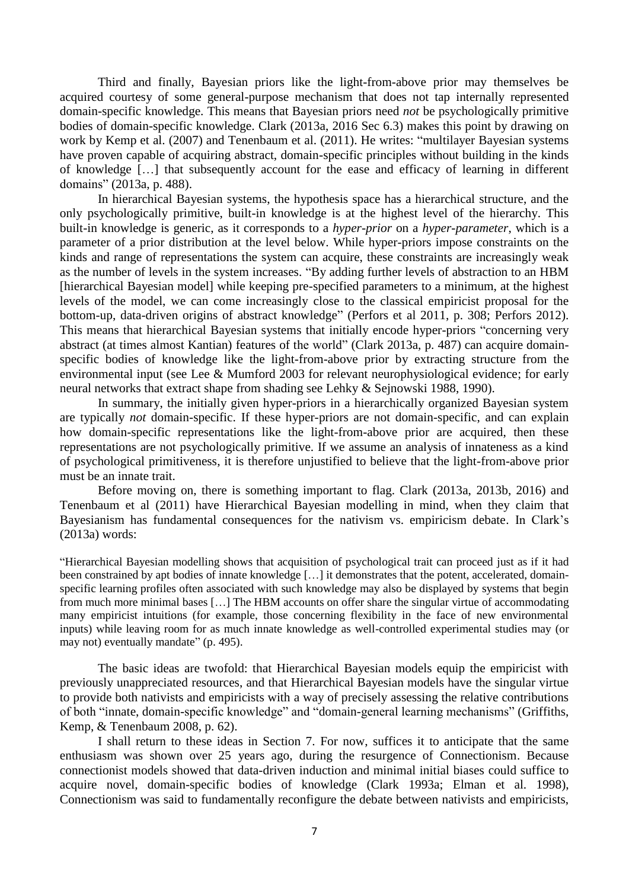Third and finally, Bayesian priors like the light-from-above prior may themselves be acquired courtesy of some general-purpose mechanism that does not tap internally represented domain-specific knowledge. This means that Bayesian priors need *not* be psychologically primitive bodies of domain-specific knowledge. Clark (2013a, 2016 Sec 6.3) makes this point by drawing on work by Kemp et al. (2007) and Tenenbaum et al. (2011). He writes: "multilayer Bayesian systems have proven capable of acquiring abstract, domain-specific principles without building in the kinds of knowledge […] that subsequently account for the ease and efficacy of learning in different domains" (2013a, p. 488).

In hierarchical Bayesian systems, the hypothesis space has a hierarchical structure, and the only psychologically primitive, built-in knowledge is at the highest level of the hierarchy. This built-in knowledge is generic, as it corresponds to a *hyper-prior* on a *hyper-parameter*, which is a parameter of a prior distribution at the level below. While hyper-priors impose constraints on the kinds and range of representations the system can acquire, these constraints are increasingly weak as the number of levels in the system increases. "By adding further levels of abstraction to an HBM [hierarchical Bayesian model] while keeping pre-specified parameters to a minimum, at the highest levels of the model, we can come increasingly close to the classical empiricist proposal for the bottom-up, data-driven origins of abstract knowledge" (Perfors et al 2011, p. 308; Perfors 2012). This means that hierarchical Bayesian systems that initially encode hyper-priors "concerning very abstract (at times almost Kantian) features of the world" (Clark 2013a, p. 487) can acquire domain-specific bodies of knowledge like the light-from-above prior by extracting structure from the environmental input (see Lee & Mumford 2003 for relevant neurophysiological evidence; for early neural networks that extract shape from shading see Lehky & Sejnowski 1988, 1990).

In summary, the initially given hyper-priors in a hierarchically organized Bayesian system are typically *not* domain-specific. If these hyper-priors are not domain-specific, and can explain how domain-specific representations like the light-from-above prior are acquired, then these representations are not psychologically primitive. If we assume an analysis of innateness as a kind of psychological primitiveness, it is therefore unjustified to believe that the light-from-above prior must be an innate trait.

Before moving on, there is something important to flag. Clark (2013a, 2013b, 2016) and Tenenbaum et al (2011) have Hierarchical Bayesian modelling in mind, when they claim that Bayesianism has fundamental consequences for the nativism vs. empiricism debate. In Clark's (2013a) words:

> "Hierarchical Bayesian modelling shows that acquisition of psychological trait can proceed just as if it had been constrained by apt bodies of innate knowledge […] it demonstrates that the potent, accelerated, domain-specific learning profiles often associated with such knowledge may also be displayed by systems that begin from much more minimal bases […] The HBM accounts on offer share the singular virtue of accommodating many empiricist intuitions (for example, those concerning flexibility in the face of new environmental inputs) while leaving room for as much innate knowledge as well-controlled experimental studies may (or may not) eventually mandate" (p. 495).

The basic ideas are twofold: that Hierarchical Bayesian models equip the empiricist with previously unappreciated resources, and that Hierarchical Bayesian models have the singular virtue to provide both nativists and empiricists with a way of precisely assessing the relative contributions of both "innate, domain-specific knowledge" and "domain-general learning mechanisms" (Griffiths, Kemp, & Tenenbaum 2008, p. 62).

I shall return to these ideas in Section 7. For now, suffices it to anticipate that the same enthusiasm was shown over 25 years ago, during the resurgence of Connectionism. Because connectionist models showed that data-driven induction and minimal initial biases could suffice to acquire novel, domain-specific bodies of knowledge (Clark 1993a; Elman et al. 1998), Connectionism was said to fundamentally reconfigure the debate between nativists and empiricists,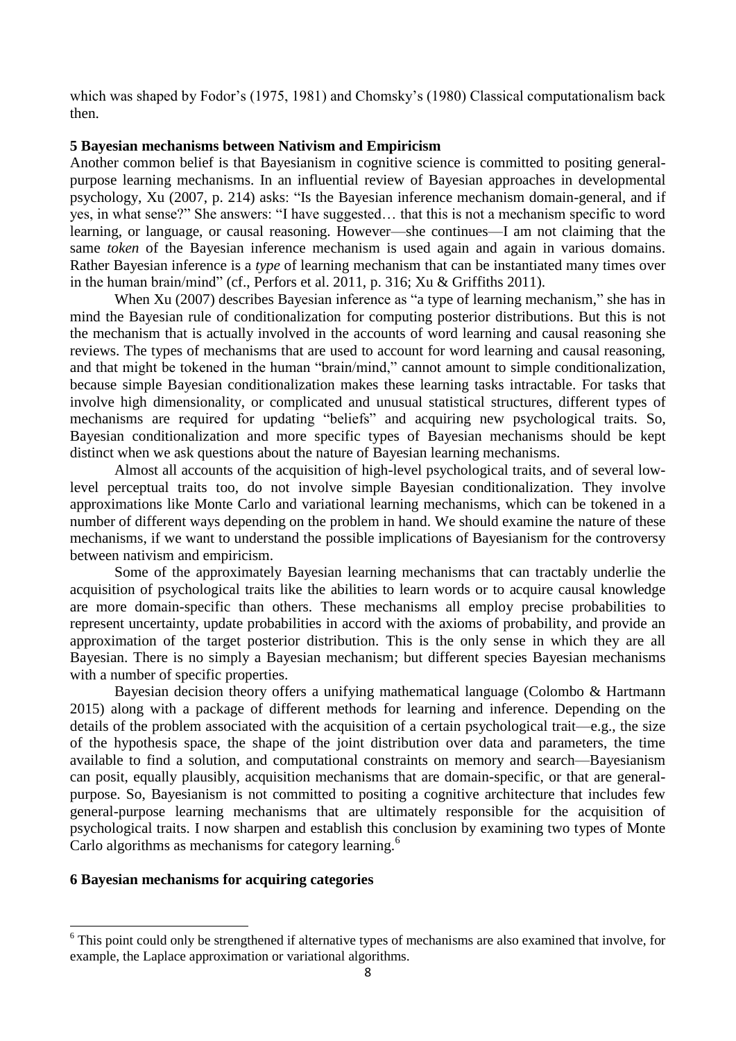which was shaped by Fodor's (1975, 1981) and Chomsky's (1980) Classical computationalism back then.

## 5 Bayesian mechanisms between Nativism and Empiricism

Another common belief is that Bayesianism in cognitive science is committed to positing general-purpose learning mechanisms. In an influential review of Bayesian approaches in developmental psychology, Xu (2007, p. 214) asks: "Is the Bayesian inference mechanism domain-general, and if yes, in what sense?" She answers: "I have suggested… that this is not a mechanism specific to word learning, or language, or causal reasoning. However—she continues—I am not claiming that the same *token* of the Bayesian inference mechanism is used again and again in various domains. Rather Bayesian inference is a *type* of learning mechanism that can be instantiated many times over in the human brain/mind" (cf., Perfors et al. 2011, p. 316; Xu & Griffiths 2011).

When Xu (2007) describes Bayesian inference as "a type of learning mechanism," she has in mind the Bayesian rule of conditionalization for computing posterior distributions. But this is not the mechanism that is actually involved in the accounts of word learning and causal reasoning she reviews. The types of mechanisms that are used to account for word learning and causal reasoning, and that might be tokened in the human "brain/mind," cannot amount to simple conditionalization, because simple Bayesian conditionalization makes these learning tasks intractable. For tasks that involve high dimensionality, or complicated and unusual statistical structures, different types of mechanisms are required for updating "beliefs" and acquiring new psychological traits. So, Bayesian conditionalization and more specific types of Bayesian mechanisms should be kept distinct when we ask questions about the nature of Bayesian learning mechanisms.

Almost all accounts of the acquisition of high-level psychological traits, and of several low-level perceptual traits too, do not involve simple Bayesian conditionalization. They involve approximations like Monte Carlo and variational learning mechanisms, which can be tokened in a number of different ways depending on the problem in hand. We should examine the nature of these mechanisms, if we want to understand the possible implications of Bayesianism for the controversy between nativism and empiricism.

Some of the approximately Bayesian learning mechanisms that can tractably underlie the acquisition of psychological traits like the abilities to learn words or to acquire causal knowledge are more domain-specific than others. These mechanisms all employ precise probabilities to represent uncertainty, update probabilities in accord with the axioms of probability, and provide an approximation of the target posterior distribution. This is the only sense in which they are all Bayesian. There is no simply a Bayesian mechanism; but different species Bayesian mechanisms with a number of specific properties.

Bayesian decision theory offers a unifying mathematical language (Colombo & Hartmann 2015) along with a package of different methods for learning and inference. Depending on the details of the problem associated with the acquisition of a certain psychological trait—e.g., the size of the hypothesis space, the shape of the joint distribution over data and parameters, the time available to find a solution, and computational constraints on memory and search—Bayesianism can posit, equally plausibly, acquisition mechanisms that are domain-specific, or that are general-purpose. So, Bayesianism is not committed to positing a cognitive architecture that includes few general-purpose learning mechanisms that are ultimately responsible for the acquisition of psychological traits. I now sharpen and establish this conclusion by examining two types of Monte Carlo algorithms as mechanisms for category learning.[6]

## 6 Bayesian mechanisms for acquiring categories

[6] This point could only be strengthened if alternative types of mechanisms are also examined that involve, for example, the Laplace approximation or variational algorithms.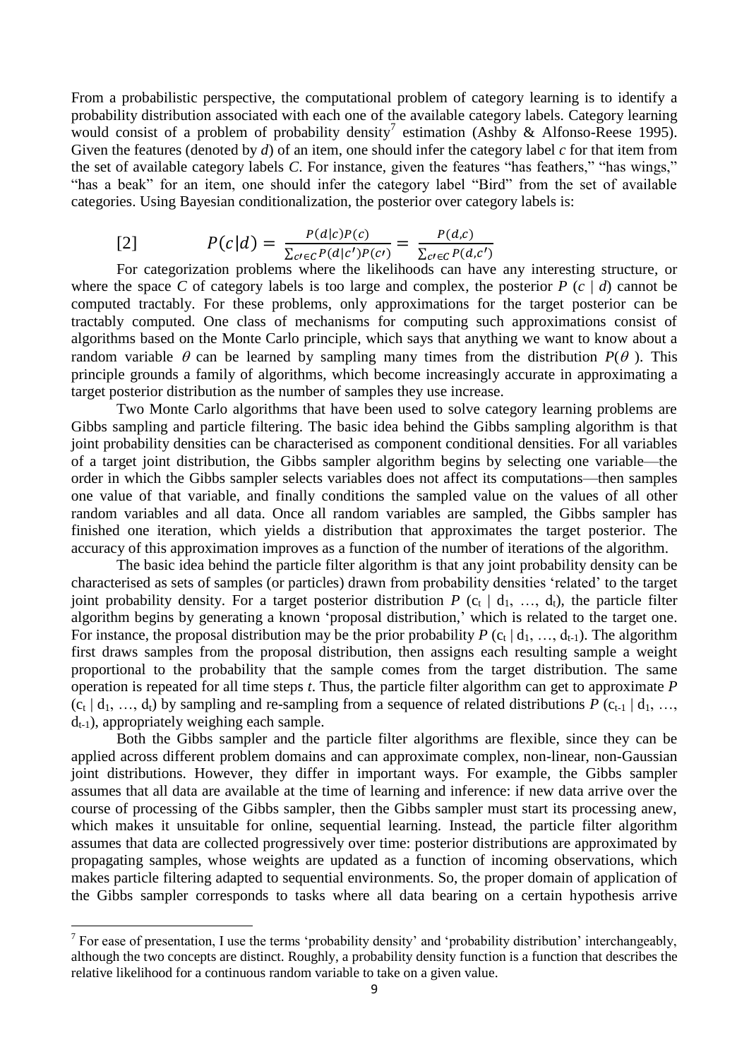From a probabilistic perspective, the computational problem of category learning is to identify a probability distribution associated with each one of the available category labels. Category learning would consist of a problem of probability density[7] estimation (Ashby & Alfonso-Reese 1995). Given the features (denoted by *d*) of an item, one should infer the category label *c* for that item from the set of available category labels *C*. For instance, given the features "has feathers," "has wings," "has a beak" for an item, one should infer the category label "Bird" from the set of available categories. Using Bayesian conditionalization, the posterior over category labels is:

$$[2] \qquad P(c|d) = \frac{P(d|c)P(c)}{\sum_{c' \in C} P(d|c')P(c')} = \frac{P(d,c)}{\sum_{c' \in C} P(d,c')}$$

For categorization problems where the likelihoods can have any interesting structure, or where the space *C* of category labels is too large and complex, the posterior $P(c \mid d)$ cannot be computed tractably. For these problems, only approximations for the target posterior can be tractably computed. One class of mechanisms for computing such approximations consist of algorithms based on the Monte Carlo principle, which says that anything we want to know about a random variable $\theta$ can be learned by sampling many times from the distribution $P(\theta)$. This principle grounds a family of algorithms, which become increasingly accurate in approximating a target posterior distribution as the number of samples they use increase.

Two Monte Carlo algorithms that have been used to solve category learning problems are Gibbs sampling and particle filtering. The basic idea behind the Gibbs sampling algorithm is that joint probability densities can be characterised as component conditional densities. For all variables of a target joint distribution, the Gibbs sampler algorithm begins by selecting one variable—the order in which the Gibbs sampler selects variables does not affect its computations—then samples one value of that variable, and finally conditions the sampled value on the values of all other random variables and all data. Once all random variables are sampled, the Gibbs sampler has finished one iteration, which yields a distribution that approximates the target posterior. The accuracy of this approximation improves as a function of the number of iterations of the algorithm.

The basic idea behind the particle filter algorithm is that any joint probability density can be characterised as sets of samples (or particles) drawn from probability densities 'related' to the target joint probability density. For a target posterior distribution $P(c_t \mid d_1, \ldots, d_t)$, the particle filter algorithm begins by generating a known 'proposal distribution,' which is related to the target one. For instance, the proposal distribution may be the prior probability $P(c_t \mid d_1, \ldots, d_{t-1})$. The algorithm first draws samples from the proposal distribution, then assigns each resulting sample a weight proportional to the probability that the sample comes from the target distribution. The same operation is repeated for all time steps *t*. Thus, the particle filter algorithm can get to approximate $P(c_t \mid d_1, \ldots, d_t)$ by sampling and re-sampling from a sequence of related distributions $P(c_{t-1} \mid d_1, \ldots, d_{t-1})$, appropriately weighing each sample.

Both the Gibbs sampler and the particle filter algorithms are flexible, since they can be applied across different problem domains and can approximate complex, non-linear, non-Gaussian joint distributions. However, they differ in important ways. For example, the Gibbs sampler assumes that all data are available at the time of learning and inference: if new data arrive over the course of processing of the Gibbs sampler, then the Gibbs sampler must start its processing anew, which makes it unsuitable for online, sequential learning. Instead, the particle filter algorithm assumes that data are collected progressively over time: posterior distributions are approximated by propagating samples, whose weights are updated as a function of incoming observations, which makes particle filtering adapted to sequential environments. So, the proper domain of application of the Gibbs sampler corresponds to tasks where all data bearing on a certain hypothesis arrive

[7] For ease of presentation, I use the terms 'probability density' and 'probability distribution' interchangeably, although the two concepts are distinct. Roughly, a probability density function is a function that describes the relative likelihood for a continuous random variable to take on a given value.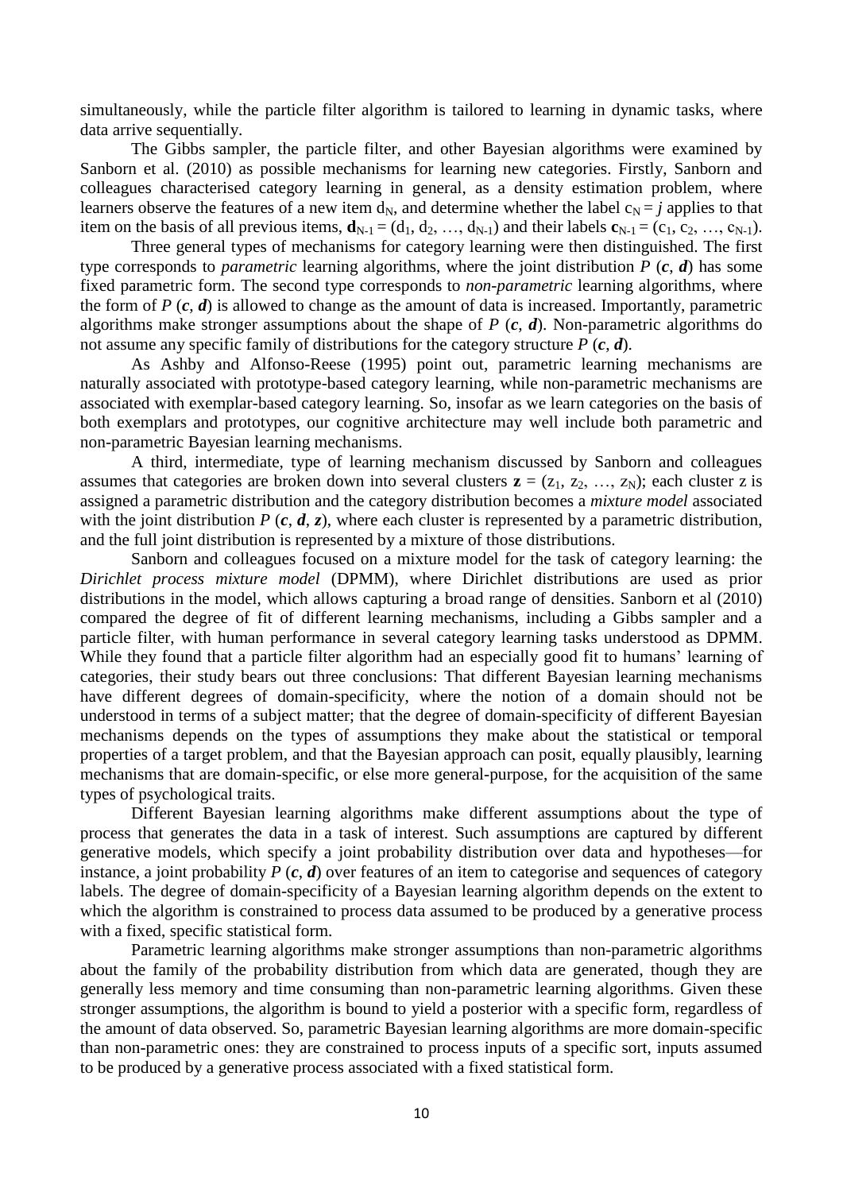simultaneously, while the particle filter algorithm is tailored to learning in dynamic tasks, where data arrive sequentially.

The Gibbs sampler, the particle filter, and other Bayesian algorithms were examined by Sanborn et al. (2010) as possible mechanisms for learning new categories. Firstly, Sanborn and colleagues characterised category learning in general, as a density estimation problem, where learners observe the features of a new item $d_N$, and determine whether the label $c_N = j$ applies to that item on the basis of all previous items, $\mathbf{d}_{N-1} = (d_1, d_2, \ldots, d_{N-1})$ and their labels $\mathbf{c}_{N-1} = (c_1, c_2, \ldots, c_{N-1})$.

Three general types of mechanisms for category learning were then distinguished. The first type corresponds to *parametric* learning algorithms, where the joint distribution $P(\boldsymbol{c}, \boldsymbol{d})$ has some fixed parametric form. The second type corresponds to *non-parametric* learning algorithms, where the form of $P(\boldsymbol{c}, \boldsymbol{d})$ is allowed to change as the amount of data is increased. Importantly, parametric algorithms make stronger assumptions about the shape of $P(\boldsymbol{c}, \boldsymbol{d})$. Non-parametric algorithms do not assume any specific family of distributions for the category structure $P(\boldsymbol{c}, \boldsymbol{d})$.

As Ashby and Alfonso-Reese (1995) point out, parametric learning mechanisms are naturally associated with prototype-based category learning, while non-parametric mechanisms are associated with exemplar-based category learning. So, insofar as we learn categories on the basis of both exemplars and prototypes, our cognitive architecture may well include both parametric and non-parametric Bayesian learning mechanisms.

A third, intermediate, type of learning mechanism discussed by Sanborn and colleagues assumes that categories are broken down into several clusters $\mathbf{z} = (z_1, z_2, \ldots, z_N)$; each cluster z is assigned a parametric distribution and the category distribution becomes a *mixture model* associated with the joint distribution $P(\boldsymbol{c}, \boldsymbol{d}, \boldsymbol{z})$, where each cluster is represented by a parametric distribution, and the full joint distribution is represented by a mixture of those distributions.

Sanborn and colleagues focused on a mixture model for the task of category learning: the *Dirichlet process mixture model* (DPMM), where Dirichlet distributions are used as prior distributions in the model, which allows capturing a broad range of densities. Sanborn et al (2010) compared the degree of fit of different learning mechanisms, including a Gibbs sampler and a particle filter, with human performance in several category learning tasks understood as DPMM. While they found that a particle filter algorithm had an especially good fit to humans' learning of categories, their study bears out three conclusions: That different Bayesian learning mechanisms have different degrees of domain-specificity, where the notion of a domain should not be understood in terms of a subject matter; that the degree of domain-specificity of different Bayesian mechanisms depends on the types of assumptions they make about the statistical or temporal properties of a target problem, and that the Bayesian approach can posit, equally plausibly, learning mechanisms that are domain-specific, or else more general-purpose, for the acquisition of the same types of psychological traits.

Different Bayesian learning algorithms make different assumptions about the type of process that generates the data in a task of interest. Such assumptions are captured by different generative models, which specify a joint probability distribution over data and hypotheses—for instance, a joint probability $P(\boldsymbol{c}, \boldsymbol{d})$ over features of an item to categorise and sequences of category labels. The degree of domain-specificity of a Bayesian learning algorithm depends on the extent to which the algorithm is constrained to process data assumed to be produced by a generative process with a fixed, specific statistical form.

Parametric learning algorithms make stronger assumptions than non-parametric algorithms about the family of the probability distribution from which data are generated, though they are generally less memory and time consuming than non-parametric learning algorithms. Given these stronger assumptions, the algorithm is bound to yield a posterior with a specific form, regardless of the amount of data observed. So, parametric Bayesian learning algorithms are more domain-specific than non-parametric ones: they are constrained to process inputs of a specific sort, inputs assumed to be produced by a generative process associated with a fixed statistical form.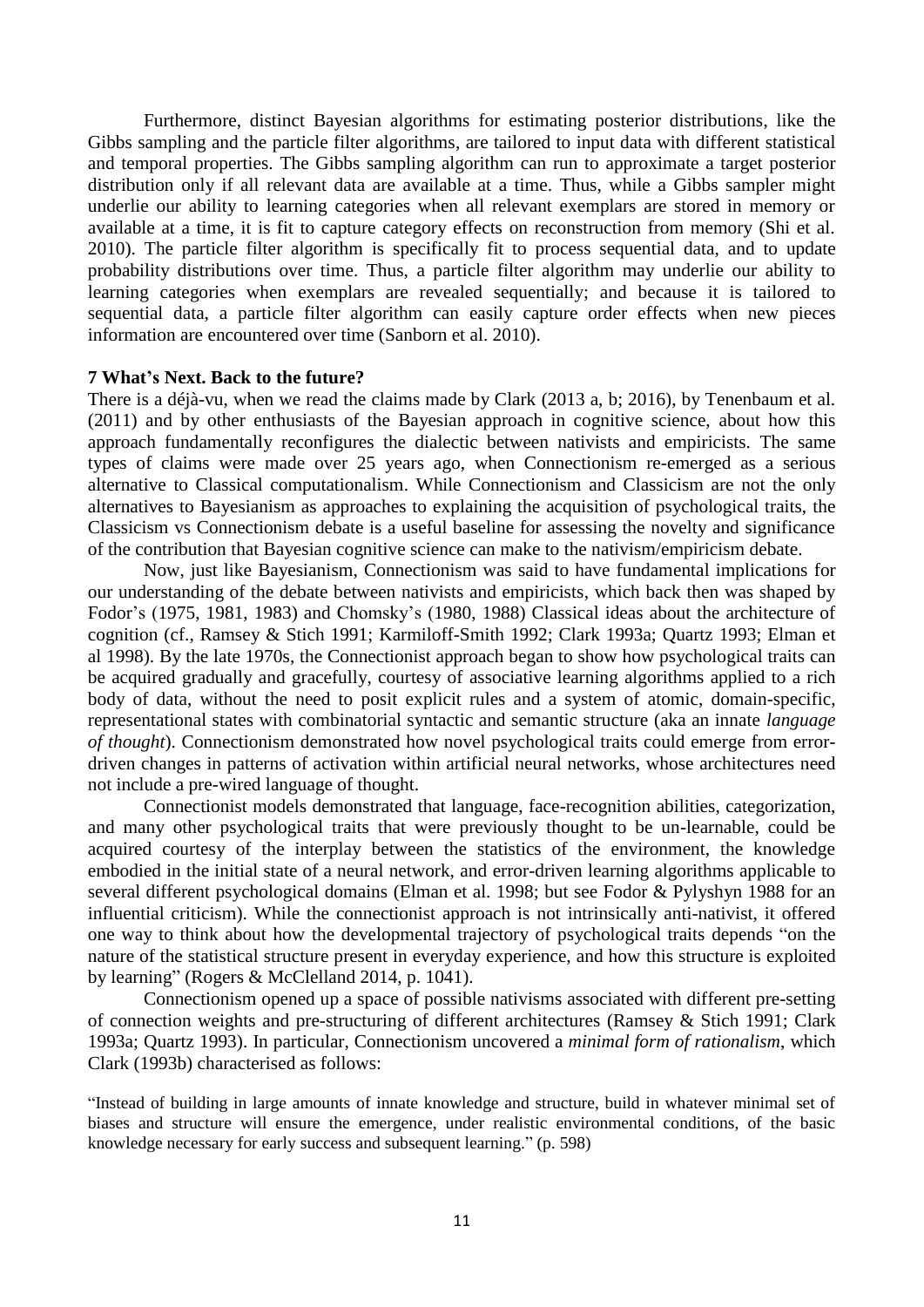Furthermore, distinct Bayesian algorithms for estimating posterior distributions, like the Gibbs sampling and the particle filter algorithms, are tailored to input data with different statistical and temporal properties. The Gibbs sampling algorithm can run to approximate a target posterior distribution only if all relevant data are available at a time. Thus, while a Gibbs sampler might underlie our ability to learning categories when all relevant exemplars are stored in memory or available at a time, it is fit to capture category effects on reconstruction from memory (Shi et al. 2010). The particle filter algorithm is specifically fit to process sequential data, and to update probability distributions over time. Thus, a particle filter algorithm may underlie our ability to learning categories when exemplars are revealed sequentially; and because it is tailored to sequential data, a particle filter algorithm can easily capture order effects when new pieces information are encountered over time (Sanborn et al. 2010).

## 7 What's Next. Back to the future?

There is a déjà-vu, when we read the claims made by Clark (2013 a, b; 2016), by Tenenbaum et al. (2011) and by other enthusiasts of the Bayesian approach in cognitive science, about how this approach fundamentally reconfigures the dialectic between nativists and empiricists. The same types of claims were made over 25 years ago, when Connectionism re-emerged as a serious alternative to Classical computationalism. While Connectionism and Classicism are not the only alternatives to Bayesianism as approaches to explaining the acquisition of psychological traits, the Classicism vs Connectionism debate is a useful baseline for assessing the novelty and significance of the contribution that Bayesian cognitive science can make to the nativism/empiricism debate.

Now, just like Bayesianism, Connectionism was said to have fundamental implications for our understanding of the debate between nativists and empiricists, which back then was shaped by Fodor's (1975, 1981, 1983) and Chomsky's (1980, 1988) Classical ideas about the architecture of cognition (cf., Ramsey & Stich 1991; Karmiloff-Smith 1992; Clark 1993a; Quartz 1993; Elman et al 1998). By the late 1970s, the Connectionist approach began to show how psychological traits can be acquired gradually and gracefully, courtesy of associative learning algorithms applied to a rich body of data, without the need to posit explicit rules and a system of atomic, domain-specific, representational states with combinatorial syntactic and semantic structure (aka an innate *language of thought*). Connectionism demonstrated how novel psychological traits could emerge from error-driven changes in patterns of activation within artificial neural networks, whose architectures need not include a pre-wired language of thought.

Connectionist models demonstrated that language, face-recognition abilities, categorization, and many other psychological traits that were previously thought to be un-learnable, could be acquired courtesy of the interplay between the statistics of the environment, the knowledge embodied in the initial state of a neural network, and error-driven learning algorithms applicable to several different psychological domains (Elman et al. 1998; but see Fodor & Pylyshyn 1988 for an influential criticism). While the connectionist approach is not intrinsically anti-nativist, it offered one way to think about how the developmental trajectory of psychological traits depends "on the nature of the statistical structure present in everyday experience, and how this structure is exploited by learning" (Rogers & McClelland 2014, p. 1041).

Connectionism opened up a space of possible nativisms associated with different pre-setting of connection weights and pre-structuring of different architectures (Ramsey & Stich 1991; Clark 1993a; Quartz 1993). In particular, Connectionism uncovered a *minimal form of rationalism*, which Clark (1993b) characterised as follows:

> "Instead of building in large amounts of innate knowledge and structure, build in whatever minimal set of biases and structure will ensure the emergence, under realistic environmental conditions, of the basic knowledge necessary for early success and subsequent learning." (p. 598)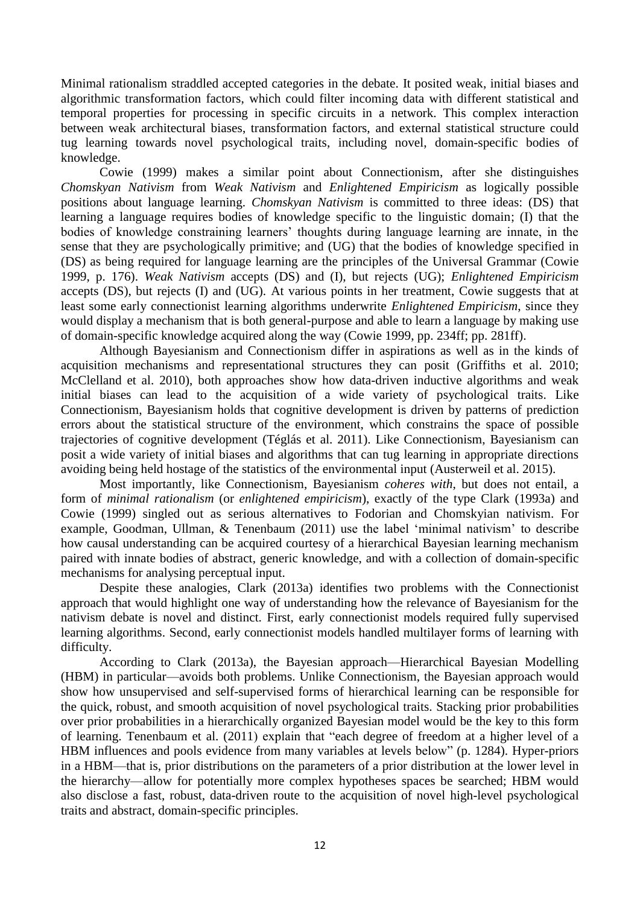Minimal rationalism straddled accepted categories in the debate. It posited weak, initial biases and algorithmic transformation factors, which could filter incoming data with different statistical and temporal properties for processing in specific circuits in a network. This complex interaction between weak architectural biases, transformation factors, and external statistical structure could tug learning towards novel psychological traits, including novel, domain-specific bodies of knowledge.

Cowie (1999) makes a similar point about Connectionism, after she distinguishes *Chomskyan Nativism* from *Weak Nativism* and *Enlightened Empiricism* as logically possible positions about language learning. *Chomskyan Nativism* is committed to three ideas: (DS) that learning a language requires bodies of knowledge specific to the linguistic domain; (I) that the bodies of knowledge constraining learners' thoughts during language learning are innate, in the sense that they are psychologically primitive; and (UG) that the bodies of knowledge specified in (DS) as being required for language learning are the principles of the Universal Grammar (Cowie 1999, p. 176). *Weak Nativism* accepts (DS) and (I), but rejects (UG); *Enlightened Empiricism* accepts (DS), but rejects (I) and (UG). At various points in her treatment, Cowie suggests that at least some early connectionist learning algorithms underwrite *Enlightened Empiricism*, since they would display a mechanism that is both general-purpose and able to learn a language by making use of domain-specific knowledge acquired along the way (Cowie 1999, pp. 234ff; pp. 281ff).

Although Bayesianism and Connectionism differ in aspirations as well as in the kinds of acquisition mechanisms and representational structures they can posit (Griffiths et al. 2010; McClelland et al. 2010), both approaches show how data-driven inductive algorithms and weak initial biases can lead to the acquisition of a wide variety of psychological traits. Like Connectionism, Bayesianism holds that cognitive development is driven by patterns of prediction errors about the statistical structure of the environment, which constrains the space of possible trajectories of cognitive development (Téglás et al. 2011). Like Connectionism, Bayesianism can posit a wide variety of initial biases and algorithms that can tug learning in appropriate directions avoiding being held hostage of the statistics of the environmental input (Austerweil et al. 2015).

Most importantly, like Connectionism, Bayesianism *coheres with*, but does not entail, a form of *minimal rationalism* (or *enlightened empiricism*), exactly of the type Clark (1993a) and Cowie (1999) singled out as serious alternatives to Fodorian and Chomskyian nativism. For example, Goodman, Ullman, & Tenenbaum (2011) use the label 'minimal nativism' to describe how causal understanding can be acquired courtesy of a hierarchical Bayesian learning mechanism paired with innate bodies of abstract, generic knowledge, and with a collection of domain-specific mechanisms for analysing perceptual input.

Despite these analogies, Clark (2013a) identifies two problems with the Connectionist approach that would highlight one way of understanding how the relevance of Bayesianism for the nativism debate is novel and distinct. First, early connectionist models required fully supervised learning algorithms. Second, early connectionist models handled multilayer forms of learning with difficulty.

According to Clark (2013a), the Bayesian approach—Hierarchical Bayesian Modelling (HBM) in particular—avoids both problems. Unlike Connectionism, the Bayesian approach would show how unsupervised and self-supervised forms of hierarchical learning can be responsible for the quick, robust, and smooth acquisition of novel psychological traits. Stacking prior probabilities over prior probabilities in a hierarchically organized Bayesian model would be the key to this form of learning. Tenenbaum et al. (2011) explain that "each degree of freedom at a higher level of a HBM influences and pools evidence from many variables at levels below" (p. 1284). Hyper-priors in a HBM—that is, prior distributions on the parameters of a prior distribution at the lower level in the hierarchy—allow for potentially more complex hypotheses spaces be searched; HBM would also disclose a fast, robust, data-driven route to the acquisition of novel high-level psychological traits and abstract, domain-specific principles.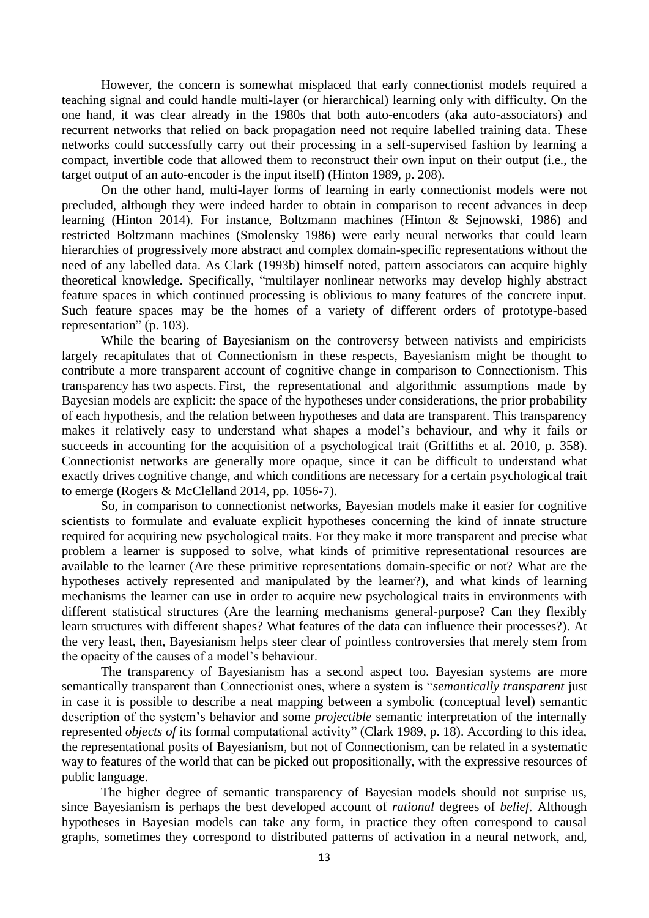However, the concern is somewhat misplaced that early connectionist models required a teaching signal and could handle multi-layer (or hierarchical) learning only with difficulty. On the one hand, it was clear already in the 1980s that both auto-encoders (aka auto-associators) and recurrent networks that relied on back propagation need not require labelled training data. These networks could successfully carry out their processing in a self-supervised fashion by learning a compact, invertible code that allowed them to reconstruct their own input on their output (i.e., the target output of an auto-encoder is the input itself) (Hinton 1989, p. 208).

On the other hand, multi-layer forms of learning in early connectionist models were not precluded, although they were indeed harder to obtain in comparison to recent advances in deep learning (Hinton 2014). For instance, Boltzmann machines (Hinton & Sejnowski, 1986) and restricted Boltzmann machines (Smolensky 1986) were early neural networks that could learn hierarchies of progressively more abstract and complex domain-specific representations without the need of any labelled data. As Clark (1993b) himself noted, pattern associators can acquire highly theoretical knowledge. Specifically, "multilayer nonlinear networks may develop highly abstract feature spaces in which continued processing is oblivious to many features of the concrete input. Such feature spaces may be the homes of a variety of different orders of prototype-based representation" (p. 103).

While the bearing of Bayesianism on the controversy between nativists and empiricists largely recapitulates that of Connectionism in these respects, Bayesianism might be thought to contribute a more transparent account of cognitive change in comparison to Connectionism. This transparency has two aspects. First, the representational and algorithmic assumptions made by Bayesian models are explicit: the space of the hypotheses under considerations, the prior probability of each hypothesis, and the relation between hypotheses and data are transparent. This transparency makes it relatively easy to understand what shapes a model's behaviour, and why it fails or succeeds in accounting for the acquisition of a psychological trait (Griffiths et al. 2010, p. 358). Connectionist networks are generally more opaque, since it can be difficult to understand what exactly drives cognitive change, and which conditions are necessary for a certain psychological trait to emerge (Rogers & McClelland 2014, pp. 1056-7).

So, in comparison to connectionist networks, Bayesian models make it easier for cognitive scientists to formulate and evaluate explicit hypotheses concerning the kind of innate structure required for acquiring new psychological traits. For they make it more transparent and precise what problem a learner is supposed to solve, what kinds of primitive representational resources are available to the learner (Are these primitive representations domain-specific or not? What are the hypotheses actively represented and manipulated by the learner?), and what kinds of learning mechanisms the learner can use in order to acquire new psychological traits in environments with different statistical structures (Are the learning mechanisms general-purpose? Can they flexibly learn structures with different shapes? What features of the data can influence their processes?). At the very least, then, Bayesianism helps steer clear of pointless controversies that merely stem from the opacity of the causes of a model's behaviour.

The transparency of Bayesianism has a second aspect too. Bayesian systems are more semantically transparent than Connectionist ones, where a system is "*semantically transparent* just in case it is possible to describe a neat mapping between a symbolic (conceptual level) semantic description of the system's behavior and some *projectible* semantic interpretation of the internally represented *objects of* its formal computational activity" (Clark 1989, p. 18). According to this idea, the representational posits of Bayesianism, but not of Connectionism, can be related in a systematic way to features of the world that can be picked out propositionally, with the expressive resources of public language.

The higher degree of semantic transparency of Bayesian models should not surprise us, since Bayesianism is perhaps the best developed account of *rational* degrees of *belief*. Although hypotheses in Bayesian models can take any form, in practice they often correspond to causal graphs, sometimes they correspond to distributed patterns of activation in a neural network, and,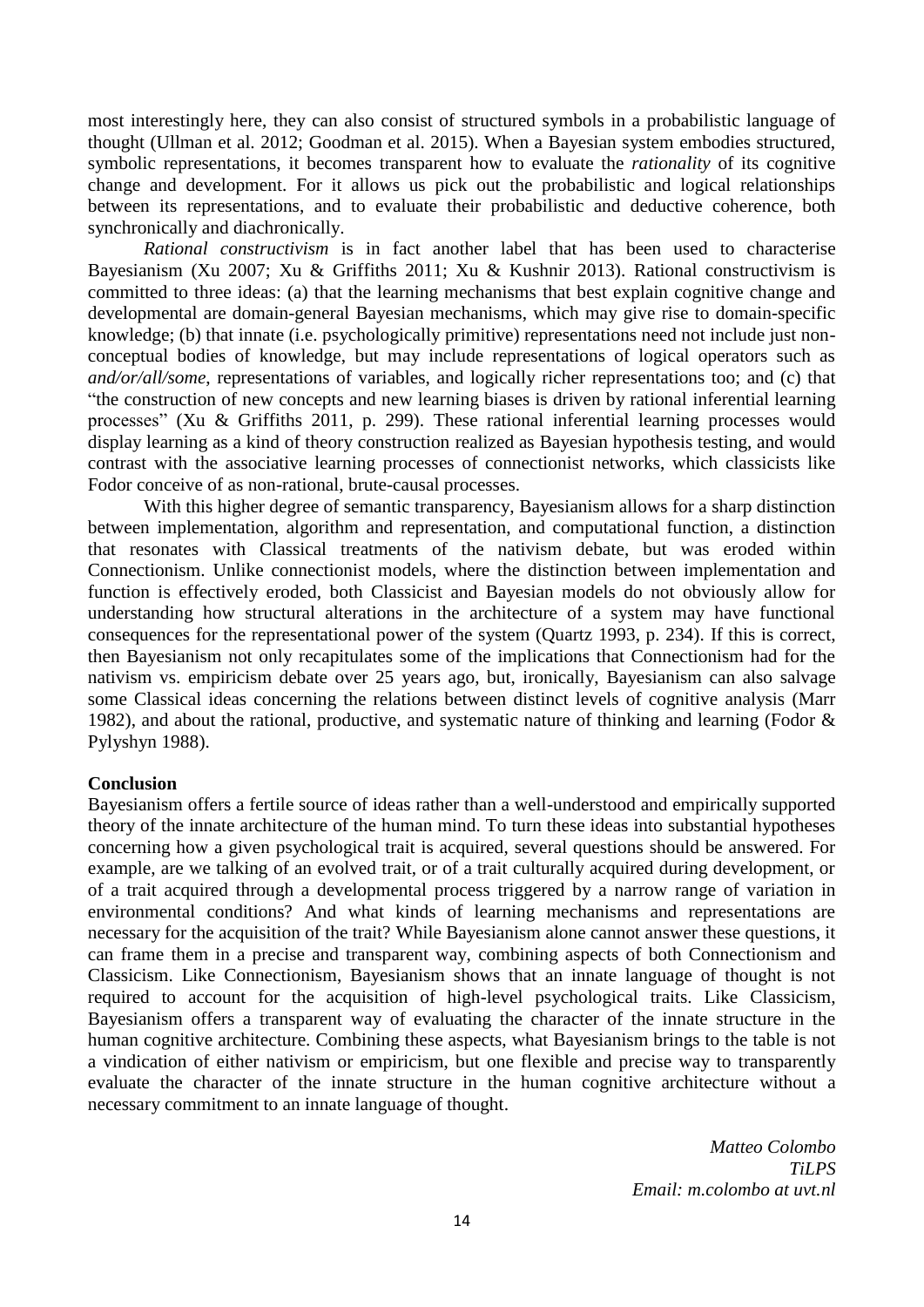most interestingly here, they can also consist of structured symbols in a probabilistic language of thought (Ullman et al. 2012; Goodman et al. 2015). When a Bayesian system embodies structured, symbolic representations, it becomes transparent how to evaluate the *rationality* of its cognitive change and development. For it allows us pick out the probabilistic and logical relationships between its representations, and to evaluate their probabilistic and deductive coherence, both synchronically and diachronically.

*Rational constructivism* is in fact another label that has been used to characterise Bayesianism (Xu 2007; Xu & Griffiths 2011; Xu & Kushnir 2013). Rational constructivism is committed to three ideas: (a) that the learning mechanisms that best explain cognitive change and developmental are domain-general Bayesian mechanisms, which may give rise to domain-specific knowledge; (b) that innate (i.e. psychologically primitive) representations need not include just non-conceptual bodies of knowledge, but may include representations of logical operators such as *and/or/all/some*, representations of variables, and logically richer representations too; and (c) that "the construction of new concepts and new learning biases is driven by rational inferential learning processes" (Xu & Griffiths 2011, p. 299). These rational inferential learning processes would display learning as a kind of theory construction realized as Bayesian hypothesis testing, and would contrast with the associative learning processes of connectionist networks, which classicists like Fodor conceive of as non-rational, brute-causal processes.

With this higher degree of semantic transparency, Bayesianism allows for a sharp distinction between implementation, algorithm and representation, and computational function, a distinction that resonates with Classical treatments of the nativism debate, but was eroded within Connectionism. Unlike connectionist models, where the distinction between implementation and function is effectively eroded, both Classicist and Bayesian models do not obviously allow for understanding how structural alterations in the architecture of a system may have functional consequences for the representational power of the system (Quartz 1993, p. 234). If this is correct, then Bayesianism not only recapitulates some of the implications that Connectionism had for the nativism vs. empiricism debate over 25 years ago, but, ironically, Bayesianism can also salvage some Classical ideas concerning the relations between distinct levels of cognitive analysis (Marr 1982), and about the rational, productive, and systematic nature of thinking and learning (Fodor & Pylyshyn 1988).

**Conclusion**

Bayesianism offers a fertile source of ideas rather than a well-understood and empirically supported theory of the innate architecture of the human mind. To turn these ideas into substantial hypotheses concerning how a given psychological trait is acquired, several questions should be answered. For example, are we talking of an evolved trait, or of a trait culturally acquired during development, or of a trait acquired through a developmental process triggered by a narrow range of variation in environmental conditions? And what kinds of learning mechanisms and representations are necessary for the acquisition of the trait? While Bayesianism alone cannot answer these questions, it can frame them in a precise and transparent way, combining aspects of both Connectionism and Classicism. Like Connectionism, Bayesianism shows that an innate language of thought is not required to account for the acquisition of high-level psychological traits. Like Classicism, Bayesianism offers a transparent way of evaluating the character of the innate structure in the human cognitive architecture. Combining these aspects, what Bayesianism brings to the table is not a vindication of either nativism or empiricism, but one flexible and precise way to transparently evaluate the character of the innate structure in the human cognitive architecture without a necessary commitment to an innate language of thought.

*Matteo Colombo*
*TiLPS*
*Email: m.colombo at uvt.nl*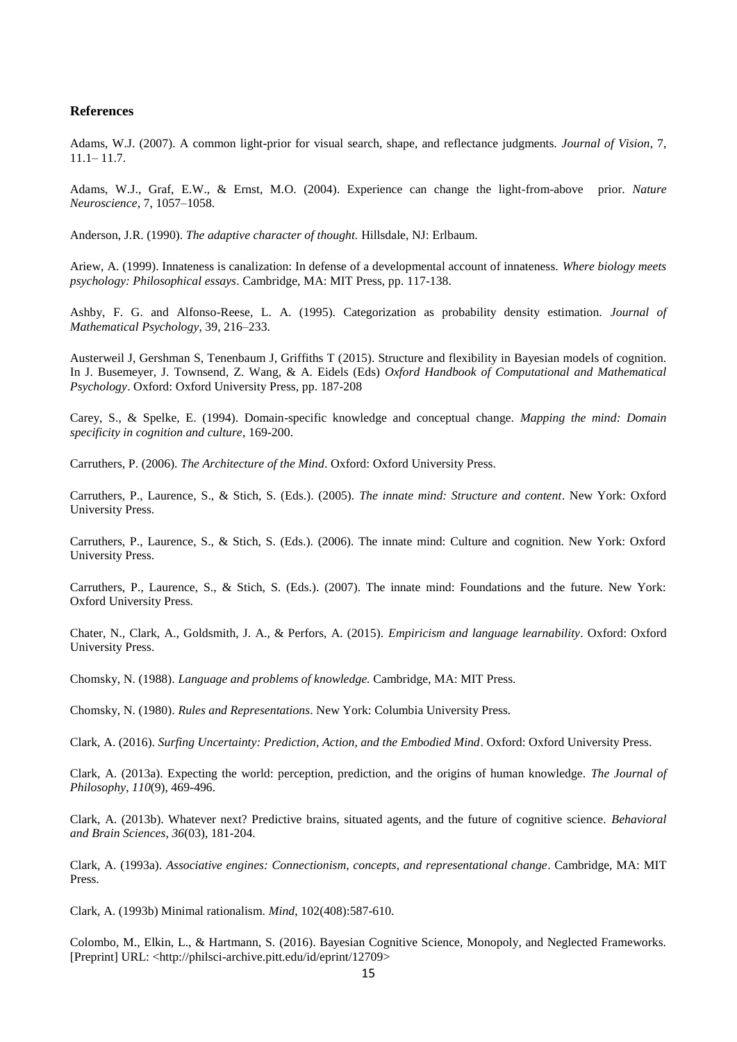## References

Adams, W.J. (2007). A common light-prior for visual search, shape, and reflectance judgments. *Journal of Vision*, 7, 11.1– 11.7.

Adams, W.J., Graf, E.W., & Ernst, M.O. (2004). Experience can change the light-from-above prior. *Nature Neuroscience*, 7, 1057–1058.

Anderson, J.R. (1990). *The adaptive character of thought.* Hillsdale, NJ: Erlbaum.

Ariew, A. (1999). Innateness is canalization: In defense of a developmental account of innateness. *Where biology meets psychology: Philosophical essays*. Cambridge, MA: MIT Press, pp. 117-138.

Ashby, F. G. and Alfonso-Reese, L. A. (1995). Categorization as probability density estimation. *Journal of Mathematical Psychology*, 39, 216–233.

Austerweil J, Gershman S, Tenenbaum J, Griffiths T (2015). Structure and flexibility in Bayesian models of cognition. In J. Busemeyer, J. Townsend, Z. Wang, & A. Eidels (Eds) *Oxford Handbook of Computational and Mathematical Psychology*. Oxford: Oxford University Press, pp. 187-208

Carey, S., & Spelke, E. (1994). Domain-specific knowledge and conceptual change. *Mapping the mind: Domain specificity in cognition and culture*, 169-200.

Carruthers, P. (2006). *The Architecture of the Mind*. Oxford: Oxford University Press.

Carruthers, P., Laurence, S., & Stich, S. (Eds.). (2005). *The innate mind: Structure and content*. New York: Oxford University Press.

Carruthers, P., Laurence, S., & Stich, S. (Eds.). (2006). The innate mind: Culture and cognition. New York: Oxford University Press.

Carruthers, P., Laurence, S., & Stich, S. (Eds.). (2007). The innate mind: Foundations and the future. New York: Oxford University Press.

Chater, N., Clark, A., Goldsmith, J. A., & Perfors, A. (2015). *Empiricism and language learnability*. Oxford: Oxford University Press.

Chomsky, N. (1988). *Language and problems of knowledge.* Cambridge, MA: MIT Press.

Chomsky, N. (1980). *Rules and Representations*. New York: Columbia University Press.

Clark, A. (2016). *Surfing Uncertainty: Prediction, Action, and the Embodied Mind*. Oxford: Oxford University Press.

Clark, A. (2013a). Expecting the world: perception, prediction, and the origins of human knowledge. *The Journal of Philosophy*, *110*(9), 469-496.

Clark, A. (2013b). Whatever next? Predictive brains, situated agents, and the future of cognitive science. *Behavioral and Brain Sciences*, *36*(03), 181-204.

Clark, A. (1993a). *Associative engines: Connectionism, concepts, and representational change*. Cambridge, MA: MIT Press.

Clark, A. (1993b) Minimal rationalism. *Mind*, 102(408):587-610.

Colombo, M., Elkin, L., & Hartmann, S. (2016). Bayesian Cognitive Science, Monopoly, and Neglected Frameworks. [Preprint] URL: <http://philsci-archive.pitt.edu/id/eprint/12709>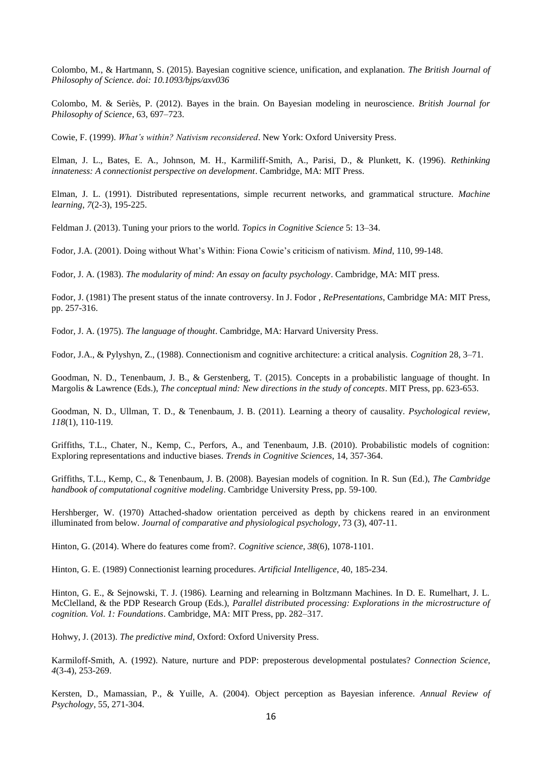Colombo, M., & Hartmann, S. (2015). Bayesian cognitive science, unification, and explanation. *The British Journal of Philosophy of Science. doi: 10.1093/bjps/axv036*

Colombo, M. & Seriès, P. (2012). Bayes in the brain. On Bayesian modeling in neuroscience. *British Journal for Philosophy of Science*, 63, 697–723.

Cowie, F. (1999). *What's within? Nativism reconsidered*. New York: Oxford University Press.

Elman, J. L., Bates, E. A., Johnson, M. H., Karmiliff-Smith, A., Parisi, D., & Plunkett, K. (1996). *Rethinking innateness: A connectionist perspective on development*. Cambridge, MA: MIT Press.

Elman, J. L. (1991). Distributed representations, simple recurrent networks, and grammatical structure. *Machine learning*, *7*(2-3), 195-225.

Feldman J. (2013). Tuning your priors to the world. *Topics in Cognitive Science* 5: 13–34.

Fodor, J.A. (2001). Doing without What's Within: Fiona Cowie's criticism of nativism. *Mind*, 110, 99-148.

Fodor, J. A. (1983). *The modularity of mind: An essay on faculty psychology*. Cambridge, MA: MIT press.

Fodor, J. (1981) The present status of the innate controversy. In J. Fodor , *RePresentations*, Cambridge MA: MIT Press, pp. 257-316.

Fodor, J. A. (1975). *The language of thought*. Cambridge, MA: Harvard University Press.

Fodor, J.A., & Pylyshyn, Z., (1988). Connectionism and cognitive architecture: a critical analysis. *Cognition* 28, 3–71.

Goodman, N. D., Tenenbaum, J. B., & Gerstenberg, T. (2015). Concepts in a probabilistic language of thought. In Margolis & Lawrence (Eds.), *The conceptual mind: New directions in the study of concepts*. MIT Press, pp. 623-653.

Goodman, N. D., Ullman, T. D., & Tenenbaum, J. B. (2011). Learning a theory of causality. *Psychological review*, *118*(1), 110-119.

Griffiths, T.L., Chater, N., Kemp, C., Perfors, A., and Tenenbaum, J.B. (2010). Probabilistic models of cognition: Exploring representations and inductive biases. *Trends in Cognitive Sciences*, 14, 357-364.

Griffiths, T.L., Kemp, C., & Tenenbaum, J. B. (2008). Bayesian models of cognition. In R. Sun (Ed.), *The Cambridge handbook of computational cognitive modeling*. Cambridge University Press, pp. 59-100.

Hershberger, W. (1970) Attached-shadow orientation perceived as depth by chickens reared in an environment illuminated from below. *Journal of comparative and physiological psychology*, 73 (3), 407-11.

Hinton, G. (2014). Where do features come from?. *Cognitive science*, *38*(6), 1078-1101.

Hinton, G. E. (1989) Connectionist learning procedures. *Artificial Intelligence*, 40, 185-234.

Hinton, G. E., & Sejnowski, T. J. (1986). Learning and relearning in Boltzmann Machines. In D. E. Rumelhart, J. L. McClelland, & the PDP Research Group (Eds.), *Parallel distributed processing: Explorations in the microstructure of cognition. Vol. 1: Foundations*. Cambridge, MA: MIT Press, pp. 282–317.

Hohwy, J. (2013). *The predictive mind*, Oxford: Oxford University Press.

Karmiloff-Smith, A. (1992). Nature, nurture and PDP: preposterous developmental postulates? *Connection Science*, *4*(3-4), 253-269.

Kersten, D., Mamassian, P., & Yuille, A. (2004). Object perception as Bayesian inference. *Annual Review of Psychology*, 55, 271-304.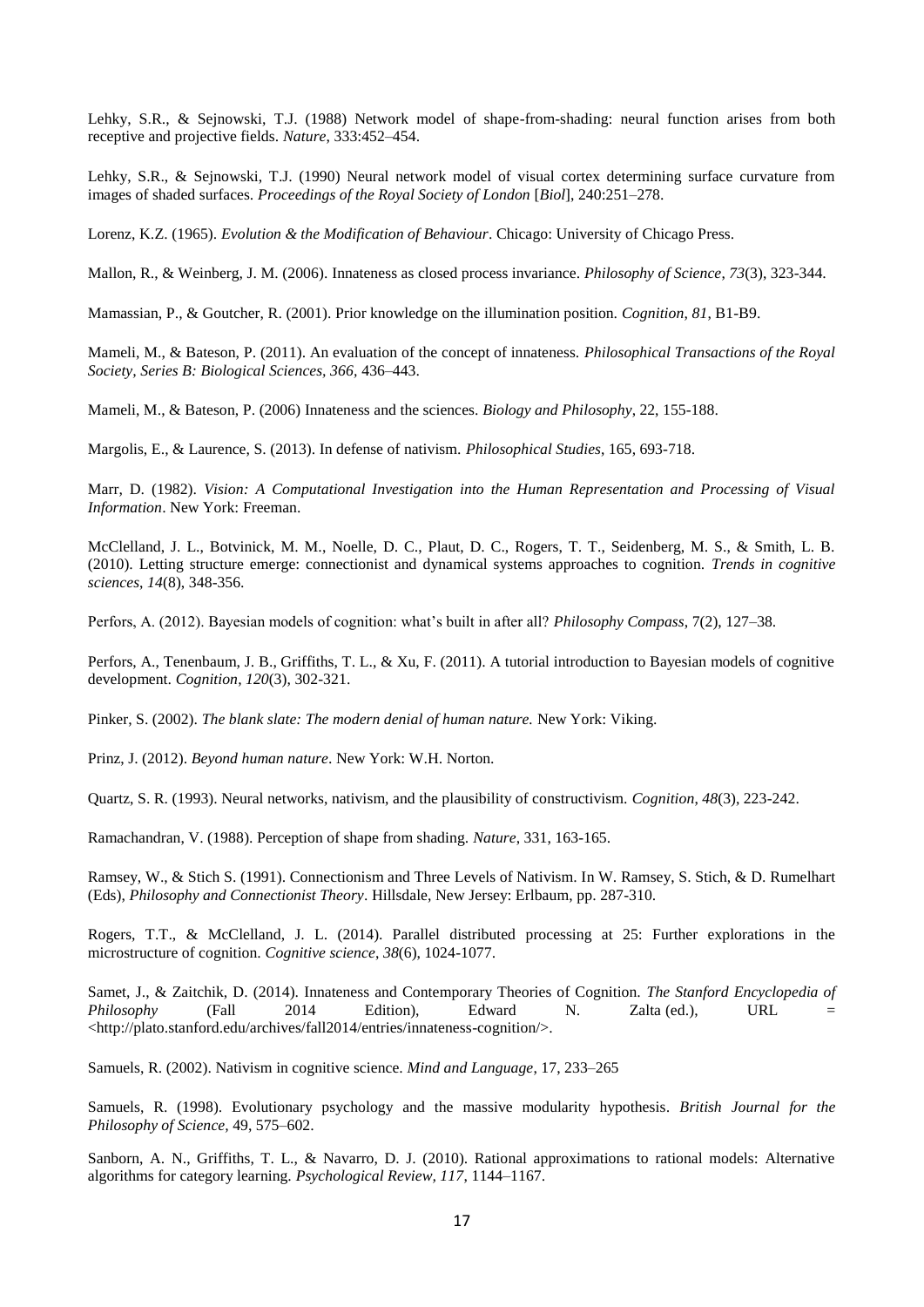Lehky, S.R., & Sejnowski, T.J. (1988) Network model of shape-from-shading: neural function arises from both receptive and projective fields. *Nature*, 333:452–454.

Lehky, S.R., & Sejnowski, T.J. (1990) Neural network model of visual cortex determining surface curvature from images of shaded surfaces. *Proceedings of the Royal Society of London* [*Biol*], 240:251–278.

Lorenz, K.Z. (1965). *Evolution & the Modification of Behaviour*. Chicago: University of Chicago Press.

Mallon, R., & Weinberg, J. M. (2006). Innateness as closed process invariance. *Philosophy of Science*, *73*(3), 323-344.

Mamassian, P., & Goutcher, R. (2001). Prior knowledge on the illumination position. *Cognition*, *81*, B1-B9.

Mameli, M., & Bateson, P. (2011). An evaluation of the concept of innateness. *Philosophical Transactions of the Royal Society, Series B: Biological Sciences, 366*, 436–443.

Mameli, M., & Bateson, P. (2006) Innateness and the sciences. *Biology and Philosophy*, 22, 155-188.

Margolis, E., & Laurence, S. (2013). In defense of nativism. *Philosophical Studies*, 165, 693-718.

Marr, D. (1982). *Vision: A Computational Investigation into the Human Representation and Processing of Visual Information*. New York: Freeman.

McClelland, J. L., Botvinick, M. M., Noelle, D. C., Plaut, D. C., Rogers, T. T., Seidenberg, M. S., & Smith, L. B. (2010). Letting structure emerge: connectionist and dynamical systems approaches to cognition. *Trends in cognitive sciences*, *14*(8), 348-356.

Perfors, A. (2012). Bayesian models of cognition: what's built in after all? *Philosophy Compass*, 7(2), 127–38.

Perfors, A., Tenenbaum, J. B., Griffiths, T. L., & Xu, F. (2011). A tutorial introduction to Bayesian models of cognitive development. *Cognition*, *120*(3), 302-321.

Pinker, S. (2002). *The blank slate: The modern denial of human nature.* New York: Viking.

Prinz, J. (2012). *Beyond human nature*. New York: W.H. Norton.

Quartz, S. R. (1993). Neural networks, nativism, and the plausibility of constructivism. *Cognition*, *48*(3), 223-242.

Ramachandran, V. (1988). Perception of shape from shading. *Nature*, 331, 163-165.

Ramsey, W., & Stich S. (1991). Connectionism and Three Levels of Nativism. In W. Ramsey, S. Stich, & D. Rumelhart (Eds), *Philosophy and Connectionist Theory*. Hillsdale, New Jersey: Erlbaum, pp. 287-310.

Rogers, T.T., & McClelland, J. L. (2014). Parallel distributed processing at 25: Further explorations in the microstructure of cognition. *Cognitive science*, *38*(6), 1024-1077.

Samet, J., & Zaitchik, D. (2014). Innateness and Contemporary Theories of Cognition. *The Stanford Encyclopedia of Philosophy* (Fall 2014 Edition), Edward N. Zalta (ed.), URL = <http://plato.stanford.edu/archives/fall2014/entries/innateness-cognition/>.

Samuels, R. (2002). Nativism in cognitive science. *Mind and Language*, 17, 233–265

Samuels, R. (1998). Evolutionary psychology and the massive modularity hypothesis. *British Journal for the Philosophy of Science*, 49, 575–602.

Sanborn, A. N., Griffiths, T. L., & Navarro, D. J. (2010). Rational approximations to rational models: Alternative algorithms for category learning. *Psychological Review, 117*, 1144–1167.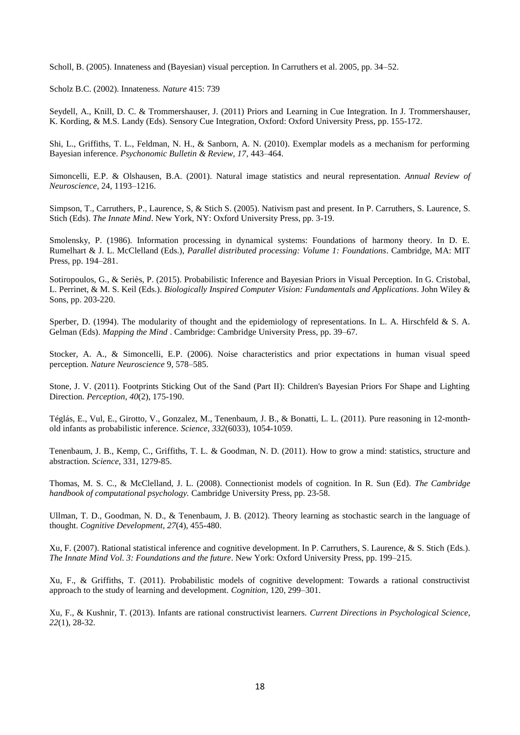Scholl, B. (2005). Innateness and (Bayesian) visual perception. In Carruthers et al. 2005, pp. 34–52.

Scholz B.C. (2002). Innateness. *Nature* 415: 739

Seydell, A., Knill, D. C. & Trommershauser, J. (2011) Priors and Learning in Cue Integration. In J. Trommershauser, K. Kording, & M.S. Landy (Eds). Sensory Cue Integration, Oxford: Oxford University Press, pp. 155-172.

Shi, L., Griffiths, T. L., Feldman, N. H., & Sanborn, A. N. (2010). Exemplar models as a mechanism for performing Bayesian inference. *Psychonomic Bulletin & Review, 17*, 443–464.

Simoncelli, E.P. & Olshausen, B.A. (2001). Natural image statistics and neural representation. *Annual Review of Neuroscience*, 24, 1193–1216.

Simpson, T., Carruthers, P., Laurence, S, & Stich S. (2005). Nativism past and present. In P. Carruthers, S. Laurence, S. Stich (Eds). *The Innate Mind*. New York, NY: Oxford University Press, pp. 3-19.

Smolensky, P. (1986). Information processing in dynamical systems: Foundations of harmony theory. In D. E. Rumelhart & J. L. McClelland (Eds.), *Parallel distributed processing: Volume 1: Foundations*. Cambridge, MA: MIT Press, pp. 194–281.

Sotiropoulos, G., & Seriès, P. (2015). Probabilistic Inference and Bayesian Priors in Visual Perception. In G. Cristobal, L. Perrinet, & M. S. Keil (Eds.). *Biologically Inspired Computer Vision: Fundamentals and Applications*. John Wiley & Sons, pp. 203-220.

Sperber, D. (1994). The modularity of thought and the epidemiology of representations. In L. A. Hirschfeld & S. A. Gelman (Eds). *Mapping the Mind* . Cambridge: Cambridge University Press, pp. 39–67.

Stocker, A. A., & Simoncelli, E.P. (2006). Noise characteristics and prior expectations in human visual speed perception. *Nature Neuroscience* 9, 578–585.

Stone, J. V. (2011). Footprints Sticking Out of the Sand (Part II): Children's Bayesian Priors For Shape and Lighting Direction. *Perception*, *40*(2), 175-190.

Téglás, E., Vul, E., Girotto, V., Gonzalez, M., Tenenbaum, J. B., & Bonatti, L. L. (2011). Pure reasoning in 12-month-old infants as probabilistic inference. *Science*, *332*(6033), 1054-1059.

Tenenbaum, J. B., Kemp, C., Griffiths, T. L. & Goodman, N. D. (2011). How to grow a mind: statistics, structure and abstraction. *Science*, 331, 1279-85.

Thomas, M. S. C., & McClelland, J. L. (2008). Connectionist models of cognition. In R. Sun (Ed). *The Cambridge handbook of computational psychology.* Cambridge University Press, pp. 23-58.

Ullman, T. D., Goodman, N. D., & Tenenbaum, J. B. (2012). Theory learning as stochastic search in the language of thought. *Cognitive Development*, *27*(4), 455-480.

Xu, F. (2007). Rational statistical inference and cognitive development. In P. Carruthers, S. Laurence, & S. Stich (Eds.). *The Innate Mind Vol. 3: Foundations and the future*. New York: Oxford University Press, pp. 199–215.

Xu, F., & Griffiths, T. (2011). Probabilistic models of cognitive development: Towards a rational constructivist approach to the study of learning and development. *Cognition*, 120, 299–301.

Xu, F., & Kushnir, T. (2013). Infants are rational constructivist learners. *Current Directions in Psychological Science*, *22*(1), 28-32.